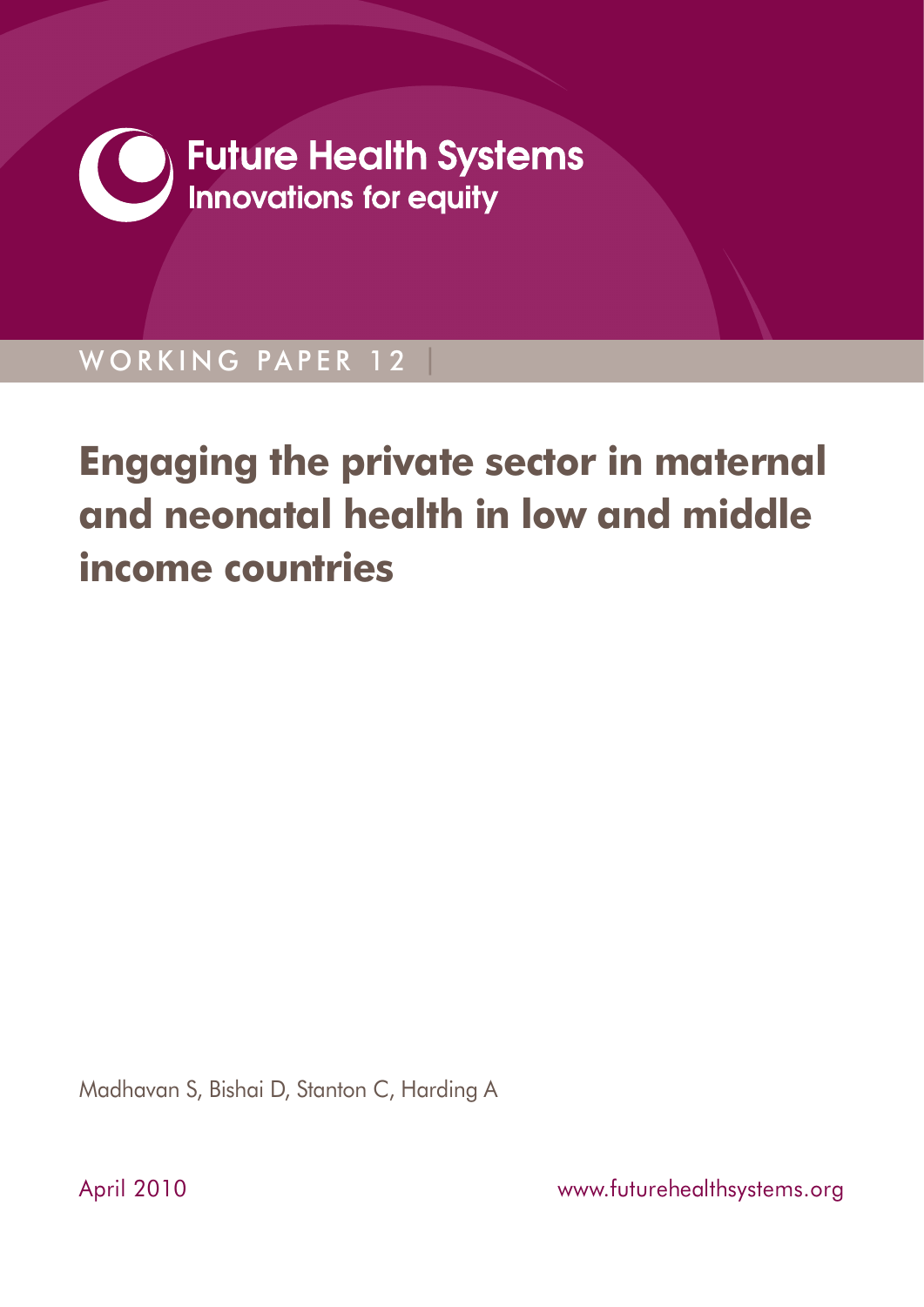Future Health Systems
Innovations for equity

WORKING PAPER 12

# Engaging the private sector in maternal and neonatal health in low and middle income countries

Madhavan S, Bishai D, Stanton C, Harding A

April 2010

www.futurehealthsystems.org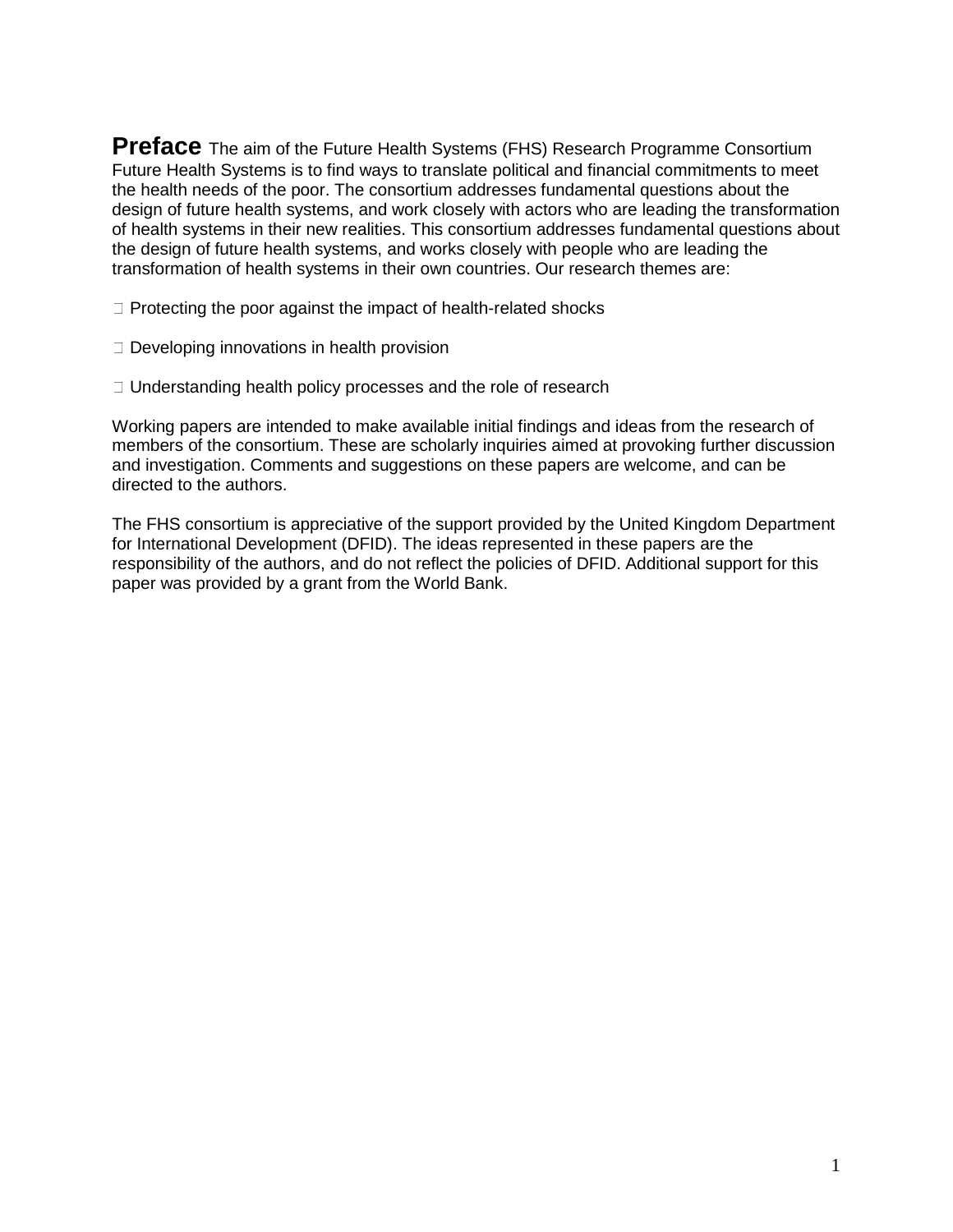**Preface** The aim of the Future Health Systems (FHS) Research Programme Consortium Future Health Systems is to find ways to translate political and financial commitments to meet the health needs of the poor. The consortium addresses fundamental questions about the design of future health systems, and work closely with actors who are leading the transformation of health systems in their new realities. This consortium addresses fundamental questions about the design of future health systems, and works closely with people who are leading the transformation of health systems in their own countries. Our research themes are:

- Protecting the poor against the impact of health-related shocks
- Developing innovations in health provision
- Understanding health policy processes and the role of research

Working papers are intended to make available initial findings and ideas from the research of members of the consortium. These are scholarly inquiries aimed at provoking further discussion and investigation. Comments and suggestions on these papers are welcome, and can be directed to the authors.

The FHS consortium is appreciative of the support provided by the United Kingdom Department for International Development (DFID). The ideas represented in these papers are the responsibility of the authors, and do not reflect the policies of DFID. Additional support for this paper was provided by a grant from the World Bank.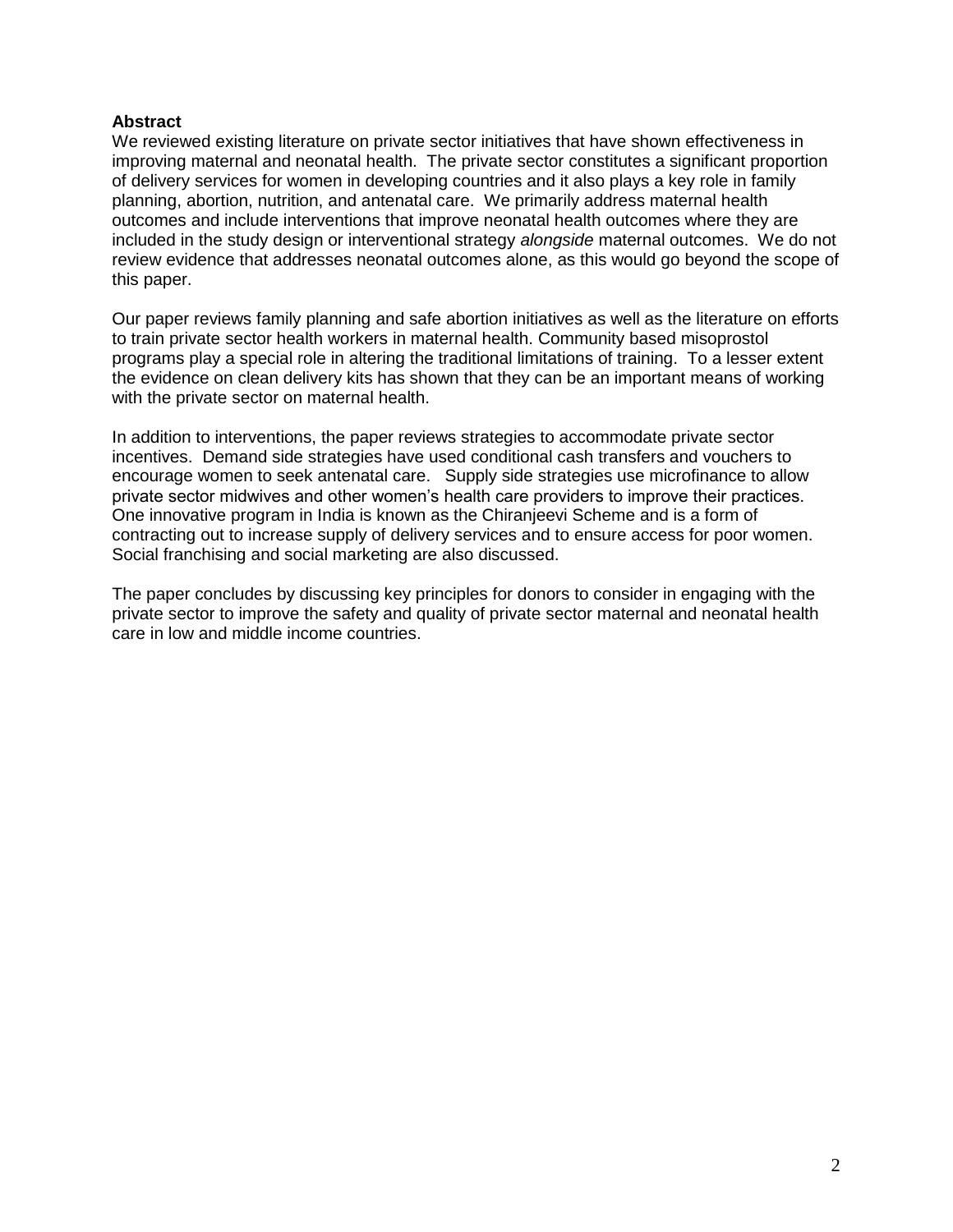**Abstract**

We reviewed existing literature on private sector initiatives that have shown effectiveness in improving maternal and neonatal health. The private sector constitutes a significant proportion of delivery services for women in developing countries and it also plays a key role in family planning, abortion, nutrition, and antenatal care. We primarily address maternal health outcomes and include interventions that improve neonatal health outcomes where they are included in the study design or interventional strategy *alongside* maternal outcomes. We do not review evidence that addresses neonatal outcomes alone, as this would go beyond the scope of this paper.

Our paper reviews family planning and safe abortion initiatives as well as the literature on efforts to train private sector health workers in maternal health. Community based misoprostol programs play a special role in altering the traditional limitations of training. To a lesser extent the evidence on clean delivery kits has shown that they can be an important means of working with the private sector on maternal health.

In addition to interventions, the paper reviews strategies to accommodate private sector incentives. Demand side strategies have used conditional cash transfers and vouchers to encourage women to seek antenatal care. Supply side strategies use microfinance to allow private sector midwives and other women's health care providers to improve their practices. One innovative program in India is known as the Chiranjeevi Scheme and is a form of contracting out to increase supply of delivery services and to ensure access for poor women. Social franchising and social marketing are also discussed.

The paper concludes by discussing key principles for donors to consider in engaging with the private sector to improve the safety and quality of private sector maternal and neonatal health care in low and middle income countries.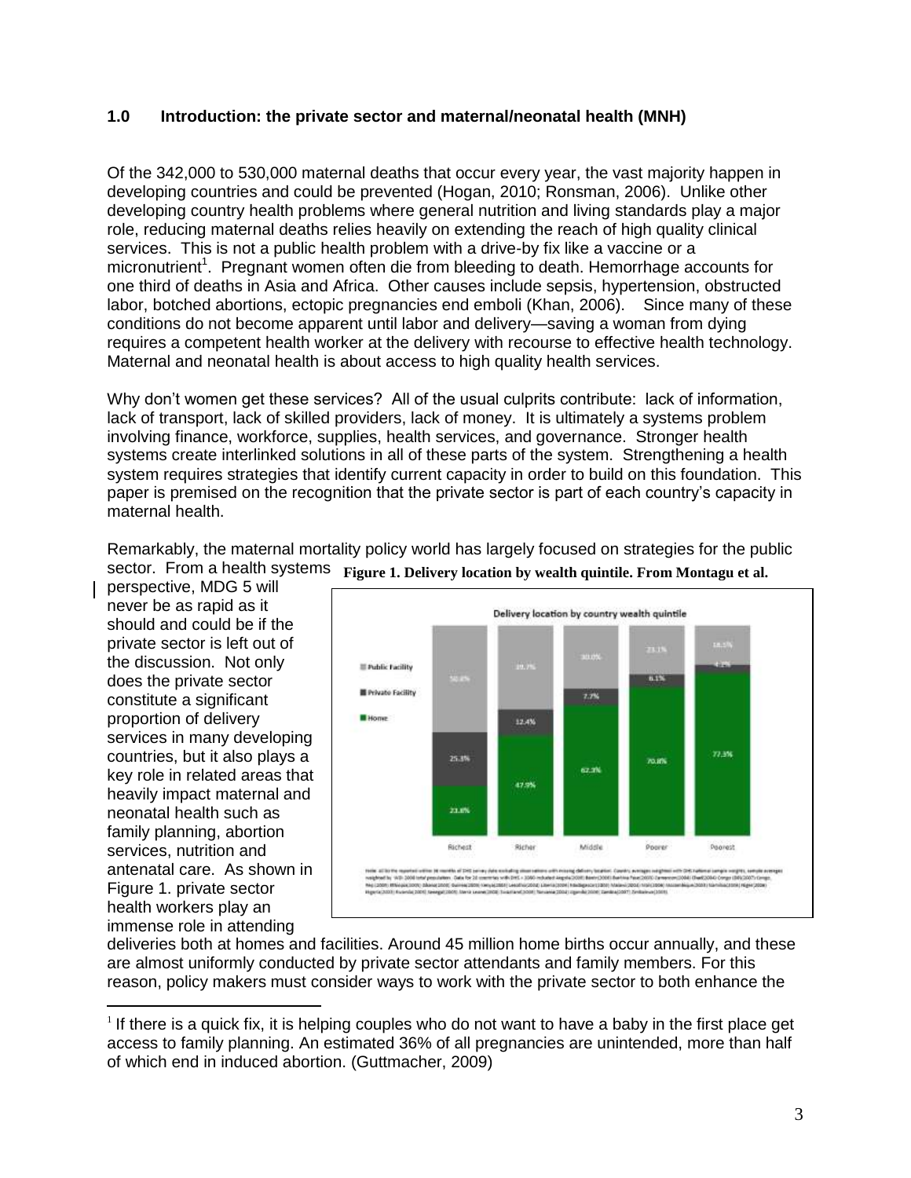## 1.0 Introduction: the private sector and maternal/neonatal health (MNH)

Of the 342,000 to 530,000 maternal deaths that occur every year, the vast majority happen in developing countries and could be prevented (Hogan, 2010; Ronsman, 2006). Unlike other developing country health problems where general nutrition and living standards play a major role, reducing maternal deaths relies heavily on extending the reach of high quality clinical services. This is not a public health problem with a drive-by fix like a vaccine or a micronutrient[1]. Pregnant women often die from bleeding to death. Hemorrhage accounts for one third of deaths in Asia and Africa. Other causes include sepsis, hypertension, obstructed labor, botched abortions, ectopic pregnancies end emboli (Khan, 2006). Since many of these conditions do not become apparent until labor and delivery—saving a woman from dying requires a competent health worker at the delivery with recourse to effective health technology. Maternal and neonatal health is about access to high quality health services.

Why don't women get these services? All of the usual culprits contribute: lack of information, lack of transport, lack of skilled providers, lack of money. It is ultimately a systems problem involving finance, workforce, supplies, health services, and governance. Stronger health systems create interlinked solutions in all of these parts of the system. Strengthening a health system requires strategies that identify current capacity in order to build on this foundation. This paper is premised on the recognition that the private sector is part of each country's capacity in maternal health.

Remarkably, the maternal mortality policy world has largely focused on strategies for the public sector. From a health systems perspective, MDG 5 will never be as rapid as it should and could be if the private sector is left out of the discussion. Not only does the private sector constitute a significant proportion of delivery services in many developing countries, but it also plays a key role in related areas that heavily impact maternal and neonatal health such as family planning, abortion services, nutrition and antenatal care. As shown in Figure 1. private sector health workers play an immense role in attending deliveries both at homes and facilities. Around 45 million home births occur annually, and these are almost uniformly conducted by private sector attendants and family members. For this reason, policy makers must consider ways to work with the private sector to both enhance the

**Figure 1. Delivery location by wealth quintile. From Montagu et al.**

Delivery location by country wealth quintile

| | Richest | Richer | Middle | Poorer | Poorest |
|---|---|---|---|---|---|
| Public Facility | 50.8% | 39.7% | 30.0% | 23.1% | 18.5% |
| Private Facility | 25.3% | 12.4% | 7.7% | 6.1% | 4.2% |
| Home | 23.8% | 47.9% | 62.3% | 70.8% | 77.3% |

[1] If there is a quick fix, it is helping couples who do not want to have a baby in the first place get access to family planning. An estimated 36% of all pregnancies are unintended, more than half of which end in induced abortion. (Guttmacher, 2009)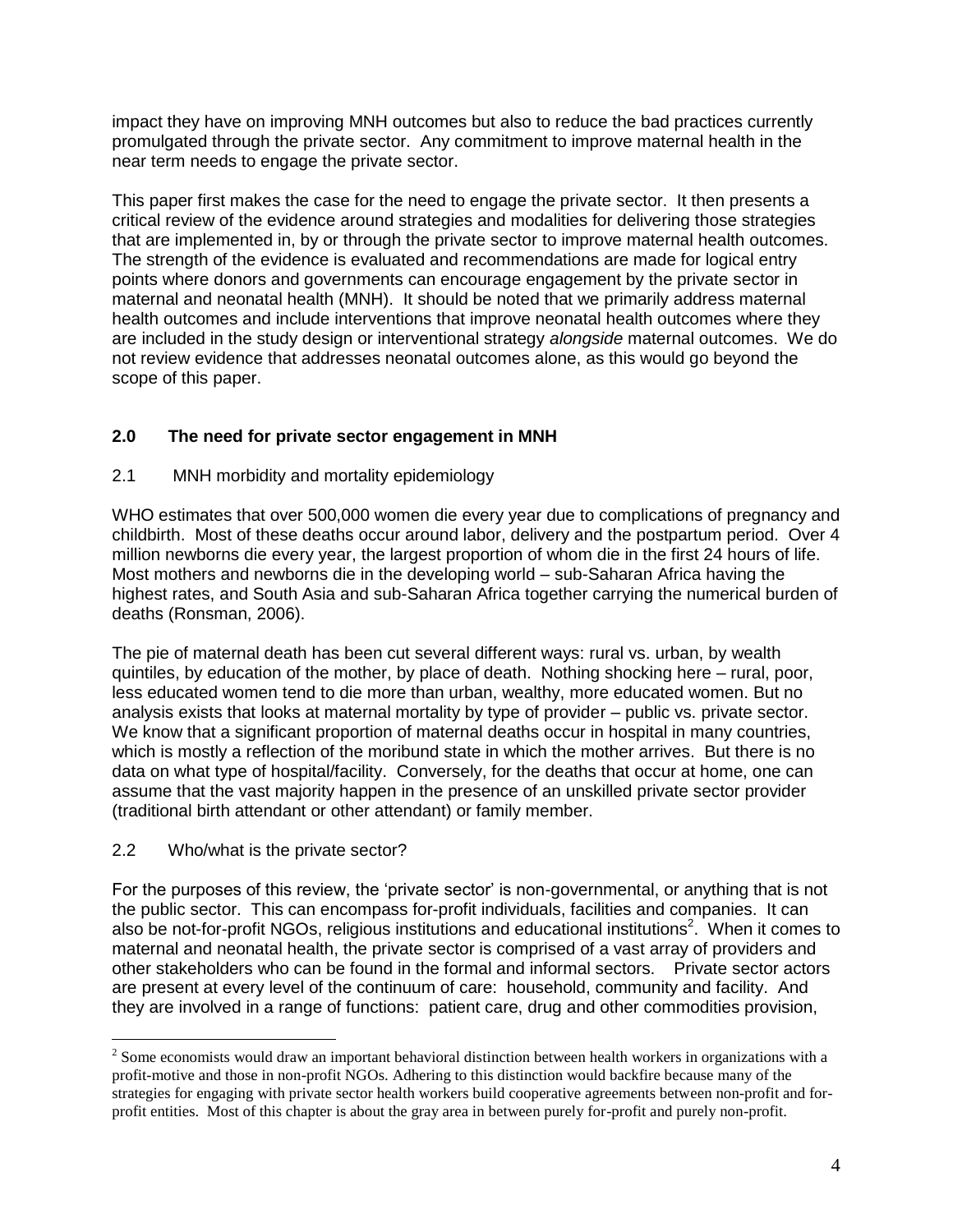impact they have on improving MNH outcomes but also to reduce the bad practices currently promulgated through the private sector. Any commitment to improve maternal health in the near term needs to engage the private sector.

This paper first makes the case for the need to engage the private sector. It then presents a critical review of the evidence around strategies and modalities for delivering those strategies that are implemented in, by or through the private sector to improve maternal health outcomes. The strength of the evidence is evaluated and recommendations are made for logical entry points where donors and governments can encourage engagement by the private sector in maternal and neonatal health (MNH). It should be noted that we primarily address maternal health outcomes and include interventions that improve neonatal health outcomes where they are included in the study design or interventional strategy *alongside* maternal outcomes. We do not review evidence that addresses neonatal outcomes alone, as this would go beyond the scope of this paper.

## 2.0 The need for private sector engagement in MNH

### 2.1 MNH morbidity and mortality epidemiology

WHO estimates that over 500,000 women die every year due to complications of pregnancy and childbirth. Most of these deaths occur around labor, delivery and the postpartum period. Over 4 million newborns die every year, the largest proportion of whom die in the first 24 hours of life. Most mothers and newborns die in the developing world – sub-Saharan Africa having the highest rates, and South Asia and sub-Saharan Africa together carrying the numerical burden of deaths (Ronsman, 2006).

The pie of maternal death has been cut several different ways: rural vs. urban, by wealth quintiles, by education of the mother, by place of death. Nothing shocking here – rural, poor, less educated women tend to die more than urban, wealthy, more educated women. But no analysis exists that looks at maternal mortality by type of provider – public vs. private sector. We know that a significant proportion of maternal deaths occur in hospital in many countries, which is mostly a reflection of the moribund state in which the mother arrives. But there is no data on what type of hospital/facility. Conversely, for the deaths that occur at home, one can assume that the vast majority happen in the presence of an unskilled private sector provider (traditional birth attendant or other attendant) or family member.

### 2.2 Who/what is the private sector?

For the purposes of this review, the 'private sector' is non-governmental, or anything that is not the public sector. This can encompass for-profit individuals, facilities and companies. It can also be not-for-profit NGOs, religious institutions and educational institutions[2]. When it comes to maternal and neonatal health, the private sector is comprised of a vast array of providers and other stakeholders who can be found in the formal and informal sectors. Private sector actors are present at every level of the continuum of care: household, community and facility. And they are involved in a range of functions: patient care, drug and other commodities provision,

[2] Some economists would draw an important behavioral distinction between health workers in organizations with a profit-motive and those in non-profit NGOs. Adhering to this distinction would backfire because many of the strategies for engaging with private sector health workers build cooperative agreements between non-profit and for-profit entities. Most of this chapter is about the gray area in between purely for-profit and purely non-profit.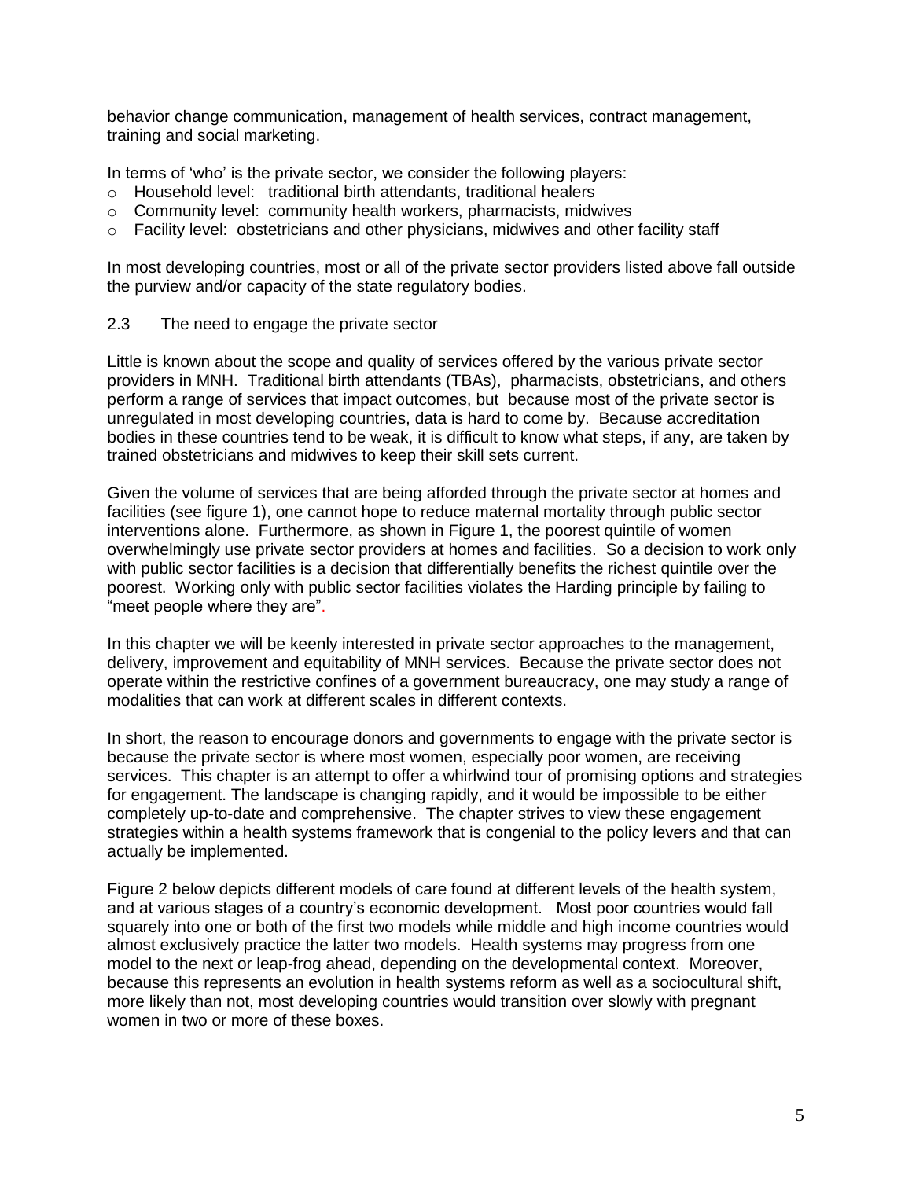behavior change communication, management of health services, contract management, training and social marketing.

In terms of 'who' is the private sector, we consider the following players:

- Household level: traditional birth attendants, traditional healers
- Community level: community health workers, pharmacists, midwives
- Facility level: obstetricians and other physicians, midwives and other facility staff

In most developing countries, most or all of the private sector providers listed above fall outside the purview and/or capacity of the state regulatory bodies.

## 2.3 The need to engage the private sector

Little is known about the scope and quality of services offered by the various private sector providers in MNH. Traditional birth attendants (TBAs), pharmacists, obstetricians, and others perform a range of services that impact outcomes, but because most of the private sector is unregulated in most developing countries, data is hard to come by. Because accreditation bodies in these countries tend to be weak, it is difficult to know what steps, if any, are taken by trained obstetricians and midwives to keep their skill sets current.

Given the volume of services that are being afforded through the private sector at homes and facilities (see figure 1), one cannot hope to reduce maternal mortality through public sector interventions alone. Furthermore, as shown in Figure 1, the poorest quintile of women overwhelmingly use private sector providers at homes and facilities. So a decision to work only with public sector facilities is a decision that differentially benefits the richest quintile over the poorest. Working only with public sector facilities violates the Harding principle by failing to "meet people where they are".

In this chapter we will be keenly interested in private sector approaches to the management, delivery, improvement and equitability of MNH services. Because the private sector does not operate within the restrictive confines of a government bureaucracy, one may study a range of modalities that can work at different scales in different contexts.

In short, the reason to encourage donors and governments to engage with the private sector is because the private sector is where most women, especially poor women, are receiving services. This chapter is an attempt to offer a whirlwind tour of promising options and strategies for engagement. The landscape is changing rapidly, and it would be impossible to be either completely up-to-date and comprehensive. The chapter strives to view these engagement strategies within a health systems framework that is congenial to the policy levers and that can actually be implemented.

Figure 2 below depicts different models of care found at different levels of the health system, and at various stages of a country's economic development. Most poor countries would fall squarely into one or both of the first two models while middle and high income countries would almost exclusively practice the latter two models. Health systems may progress from one model to the next or leap-frog ahead, depending on the developmental context. Moreover, because this represents an evolution in health systems reform as well as a sociocultural shift, more likely than not, most developing countries would transition over slowly with pregnant women in two or more of these boxes.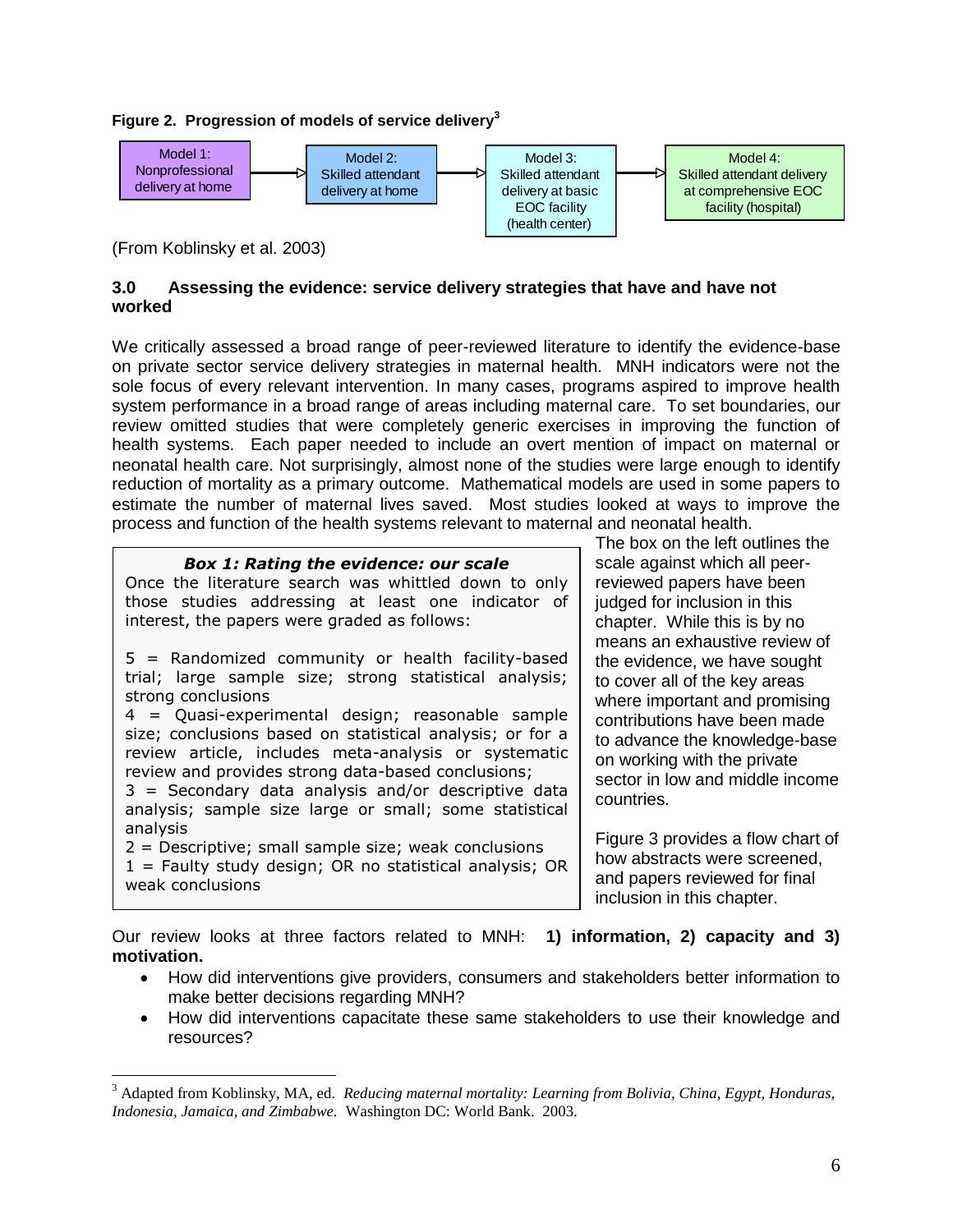**Figure 2. Progression of models of service delivery[3]**

Model 1: Nonprofessional delivery at home → Model 2: Skilled attendant delivery at home → Model 3: Skilled attendant delivery at basic EOC facility (health center) → Model 4: Skilled attendant delivery at comprehensive EOC facility (hospital)

(From Koblinsky et al. 2003)

### 3.0 Assessing the evidence: service delivery strategies that have and have not worked

We critically assessed a broad range of peer-reviewed literature to identify the evidence-base on private sector service delivery strategies in maternal health. MNH indicators were not the sole focus of every relevant intervention. In many cases, programs aspired to improve health system performance in a broad range of areas including maternal care. To set boundaries, our review omitted studies that were completely generic exercises in improving the function of health systems. Each paper needed to include an overt mention of impact on maternal or neonatal health care. Not surprisingly, almost none of the studies were large enough to identify reduction of mortality as a primary outcome. Mathematical models are used in some papers to estimate the number of maternal lives saved. Most studies looked at ways to improve the process and function of the health systems relevant to maternal and neonatal health.

> ***Box 1: Rating the evidence: our scale***
>
> Once the literature search was whittled down to only those studies addressing at least one indicator of interest, the papers were graded as follows:
>
> 5 = Randomized community or health facility-based trial; large sample size; strong statistical analysis; strong conclusions
> 4 = Quasi-experimental design; reasonable sample size; conclusions based on statistical analysis; or for a review article, includes meta-analysis or systematic review and provides strong data-based conclusions;
> 3 = Secondary data analysis and/or descriptive data analysis; sample size large or small; some statistical analysis
> 2 = Descriptive; small sample size; weak conclusions
> 1 = Faulty study design; OR no statistical analysis; OR weak conclusions

The box on the left outlines the scale against which all peer-reviewed papers have been judged for inclusion in this chapter. While this is by no means an exhaustive review of the evidence, we have sought to cover all of the key areas where important and promising contributions have been made to advance the knowledge-base on working with the private sector in low and middle income countries.

Figure 3 provides a flow chart of how abstracts were screened, and papers reviewed for final inclusion in this chapter.

Our review looks at three factors related to MNH: **1) information, 2) capacity and 3) motivation.**

- How did interventions give providers, consumers and stakeholders better information to make better decisions regarding MNH?
- How did interventions capacitate these same stakeholders to use their knowledge and resources?

[3] Adapted from Koblinsky, MA, ed. *Reducing maternal mortality: Learning from Bolivia, China, Egypt, Honduras, Indonesia, Jamaica, and Zimbabwe.* Washington DC: World Bank. 2003.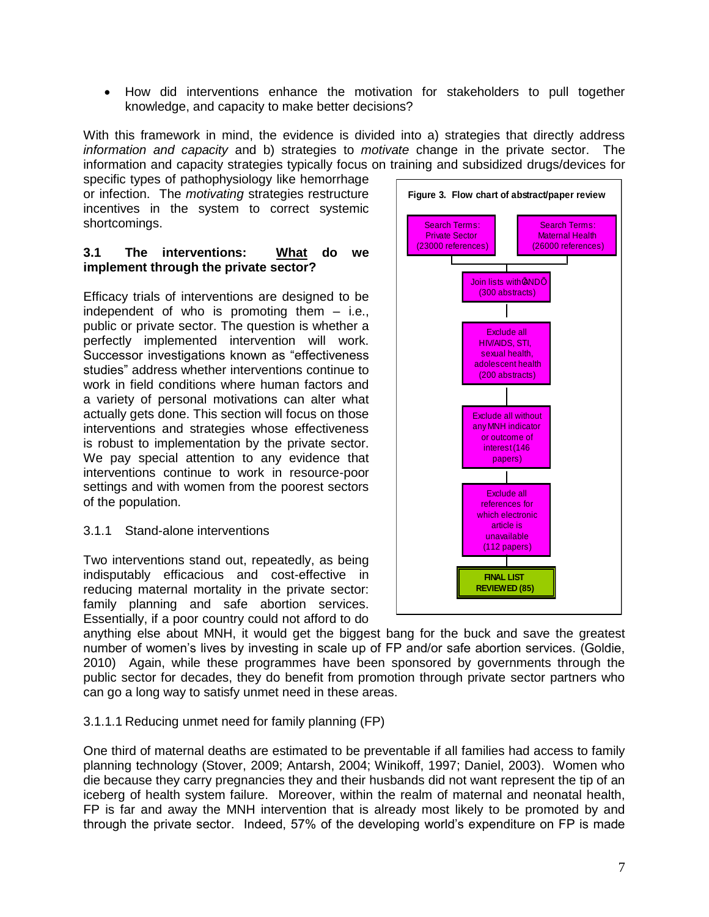- How did interventions enhance the motivation for stakeholders to pull together knowledge, and capacity to make better decisions?

With this framework in mind, the evidence is divided into a) strategies that directly address *information and capacity* and b) strategies to *motivate* change in the private sector. The information and capacity strategies typically focus on training and subsidized drugs/devices for specific types of pathophysiology like hemorrhage or infection. The *motivating* strategies restructure incentives in the system to correct systemic shortcomings.

**Figure 3. Flow chart of abstract/paper review**

- Search Terms: Private Sector (23000 references)
- Search Terms: Maternal Health (26000 references)
- Join lists with “AND” (300 abstracts)
- Exclude all HIV/AIDS, STI, sexual health, adolescent health (200 abstracts)
- Exclude all without any MNH indicator or outcome of interest (146 papers)
- Exclude all references for which electronic article is unavailable (112 papers)
- **FINAL LIST REVIEWED (85)**

### 3.1 The interventions: <u>What</u> do we implement through the private sector?

Efficacy trials of interventions are designed to be independent of who is promoting them – i.e., public or private sector. The question is whether a perfectly implemented intervention will work. Successor investigations known as “effectiveness studies” address whether interventions continue to work in field conditions where human factors and a variety of personal motivations can alter what actually gets done. This section will focus on those interventions and strategies whose effectiveness is robust to implementation by the private sector. We pay special attention to any evidence that interventions continue to work in resource-poor settings and with women from the poorest sectors of the population.

#### 3.1.1 Stand-alone interventions

Two interventions stand out, repeatedly, as being indisputably efficacious and cost-effective in reducing maternal mortality in the private sector: family planning and safe abortion services. Essentially, if a poor country could not afford to do anything else about MNH, it would get the biggest bang for the buck and save the greatest number of women's lives by investing in scale up of FP and/or safe abortion services. (Goldie, 2010) Again, while these programmes have been sponsored by governments through the public sector for decades, they do benefit from promotion through private sector partners who can go a long way to satisfy unmet need in these areas.

##### 3.1.1.1 Reducing unmet need for family planning (FP)

One third of maternal deaths are estimated to be preventable if all families had access to family planning technology (Stover, 2009; Antarsh, 2004; Winikoff, 1997; Daniel, 2003). Women who die because they carry pregnancies they and their husbands did not want represent the tip of an iceberg of health system failure. Moreover, within the realm of maternal and neonatal health, FP is far and away the MNH intervention that is already most likely to be promoted by and through the private sector. Indeed, 57% of the developing world's expenditure on FP is made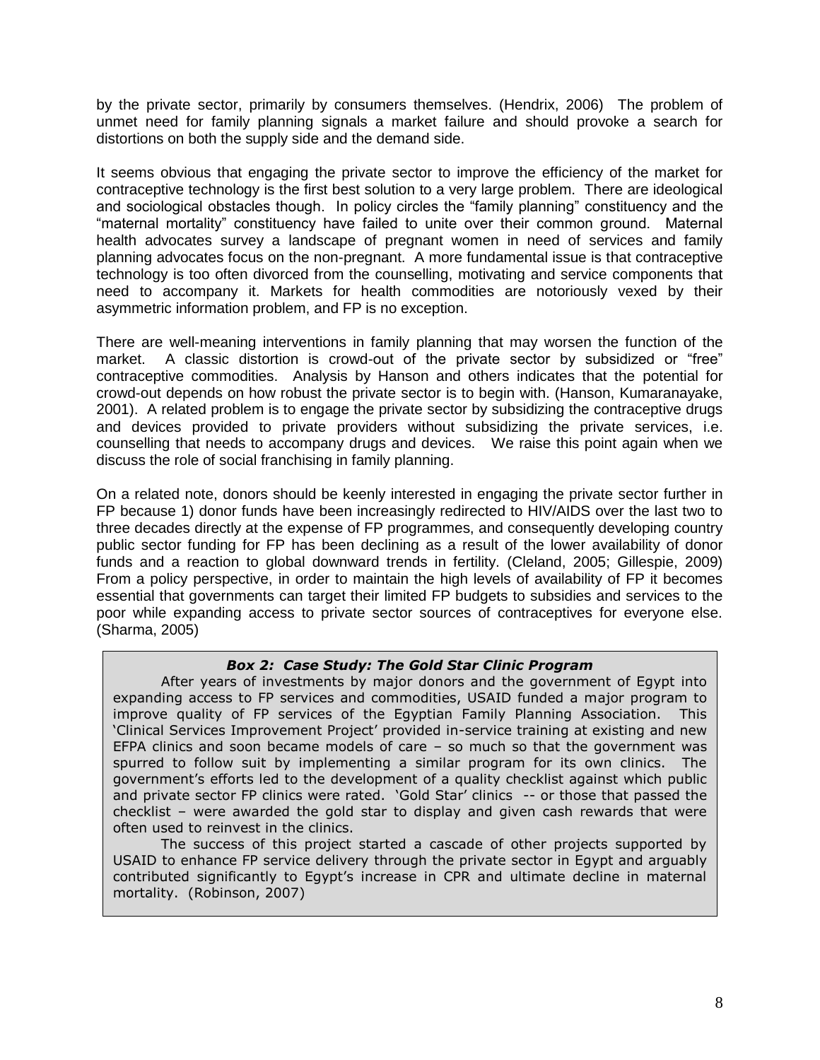by the private sector, primarily by consumers themselves. (Hendrix, 2006) The problem of unmet need for family planning signals a market failure and should provoke a search for distortions on both the supply side and the demand side.

It seems obvious that engaging the private sector to improve the efficiency of the market for contraceptive technology is the first best solution to a very large problem. There are ideological and sociological obstacles though. In policy circles the "family planning" constituency and the "maternal mortality" constituency have failed to unite over their common ground. Maternal health advocates survey a landscape of pregnant women in need of services and family planning advocates focus on the non-pregnant. A more fundamental issue is that contraceptive technology is too often divorced from the counselling, motivating and service components that need to accompany it. Markets for health commodities are notoriously vexed by their asymmetric information problem, and FP is no exception.

There are well-meaning interventions in family planning that may worsen the function of the market. A classic distortion is crowd-out of the private sector by subsidized or "free" contraceptive commodities. Analysis by Hanson and others indicates that the potential for crowd-out depends on how robust the private sector is to begin with. (Hanson, Kumaranayake, 2001). A related problem is to engage the private sector by subsidizing the contraceptive drugs and devices provided to private providers without subsidizing the private services, i.e. counselling that needs to accompany drugs and devices. We raise this point again when we discuss the role of social franchising in family planning.

On a related note, donors should be keenly interested in engaging the private sector further in FP because 1) donor funds have been increasingly redirected to HIV/AIDS over the last two to three decades directly at the expense of FP programmes, and consequently developing country public sector funding for FP has been declining as a result of the lower availability of donor funds and a reaction to global downward trends in fertility. (Cleland, 2005; Gillespie, 2009) From a policy perspective, in order to maintain the high levels of availability of FP it becomes essential that governments can target their limited FP budgets to subsidies and services to the poor while expanding access to private sector sources of contraceptives for everyone else. (Sharma, 2005)

> ***Box 2: Case Study: The Gold Star Clinic Program***
>
> After years of investments by major donors and the government of Egypt into expanding access to FP services and commodities, USAID funded a major program to improve quality of FP services of the Egyptian Family Planning Association. This 'Clinical Services Improvement Project' provided in-service training at existing and new EFPA clinics and soon became models of care – so much so that the government was spurred to follow suit by implementing a similar program for its own clinics. The government's efforts led to the development of a quality checklist against which public and private sector FP clinics were rated. 'Gold Star' clinics -- or those that passed the checklist – were awarded the gold star to display and given cash rewards that were often used to reinvest in the clinics.
>
> The success of this project started a cascade of other projects supported by USAID to enhance FP service delivery through the private sector in Egypt and arguably contributed significantly to Egypt's increase in CPR and ultimate decline in maternal mortality. (Robinson, 2007)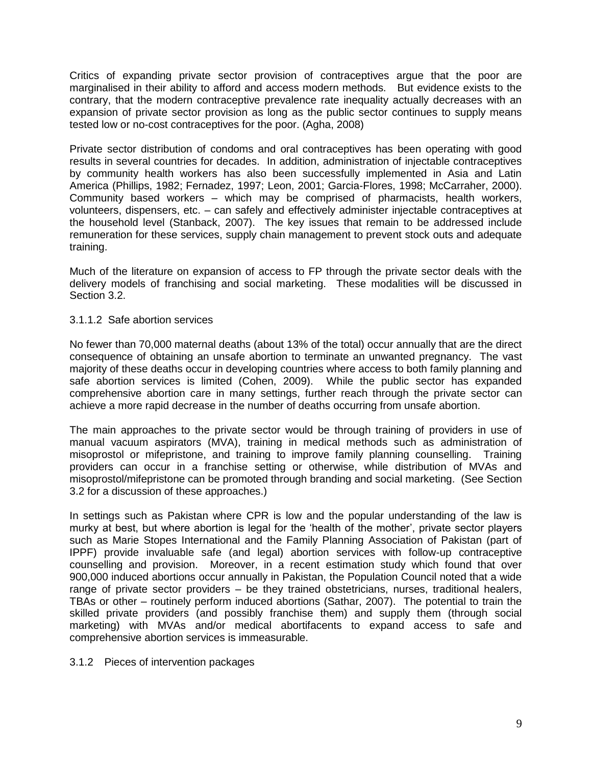Critics of expanding private sector provision of contraceptives argue that the poor are marginalised in their ability to afford and access modern methods. But evidence exists to the contrary, that the modern contraceptive prevalence rate inequality actually decreases with an expansion of private sector provision as long as the public sector continues to supply means tested low or no-cost contraceptives for the poor. (Agha, 2008)

Private sector distribution of condoms and oral contraceptives has been operating with good results in several countries for decades. In addition, administration of injectable contraceptives by community health workers has also been successfully implemented in Asia and Latin America (Phillips, 1982; Fernadez, 1997; Leon, 2001; Garcia-Flores, 1998; McCarraher, 2000). Community based workers – which may be comprised of pharmacists, health workers, volunteers, dispensers, etc. – can safely and effectively administer injectable contraceptives at the household level (Stanback, 2007). The key issues that remain to be addressed include remuneration for these services, supply chain management to prevent stock outs and adequate training.

Much of the literature on expansion of access to FP through the private sector deals with the delivery models of franchising and social marketing. These modalities will be discussed in Section 3.2.

#### 3.1.1.2 Safe abortion services

No fewer than 70,000 maternal deaths (about 13% of the total) occur annually that are the direct consequence of obtaining an unsafe abortion to terminate an unwanted pregnancy. The vast majority of these deaths occur in developing countries where access to both family planning and safe abortion services is limited (Cohen, 2009). While the public sector has expanded comprehensive abortion care in many settings, further reach through the private sector can achieve a more rapid decrease in the number of deaths occurring from unsafe abortion.

The main approaches to the private sector would be through training of providers in use of manual vacuum aspirators (MVA), training in medical methods such as administration of misoprostol or mifepristone, and training to improve family planning counselling. Training providers can occur in a franchise setting or otherwise, while distribution of MVAs and misoprostol/mifepristone can be promoted through branding and social marketing. (See Section 3.2 for a discussion of these approaches.)

In settings such as Pakistan where CPR is low and the popular understanding of the law is murky at best, but where abortion is legal for the 'health of the mother', private sector players such as Marie Stopes International and the Family Planning Association of Pakistan (part of IPPF) provide invaluable safe (and legal) abortion services with follow-up contraceptive counselling and provision. Moreover, in a recent estimation study which found that over 900,000 induced abortions occur annually in Pakistan, the Population Council noted that a wide range of private sector providers – be they trained obstetricians, nurses, traditional healers, TBAs or other – routinely perform induced abortions (Sathar, 2007). The potential to train the skilled private providers (and possibly franchise them) and supply them (through social marketing) with MVAs and/or medical abortifacents to expand access to safe and comprehensive abortion services is immeasurable.

### 3.1.2 Pieces of intervention packages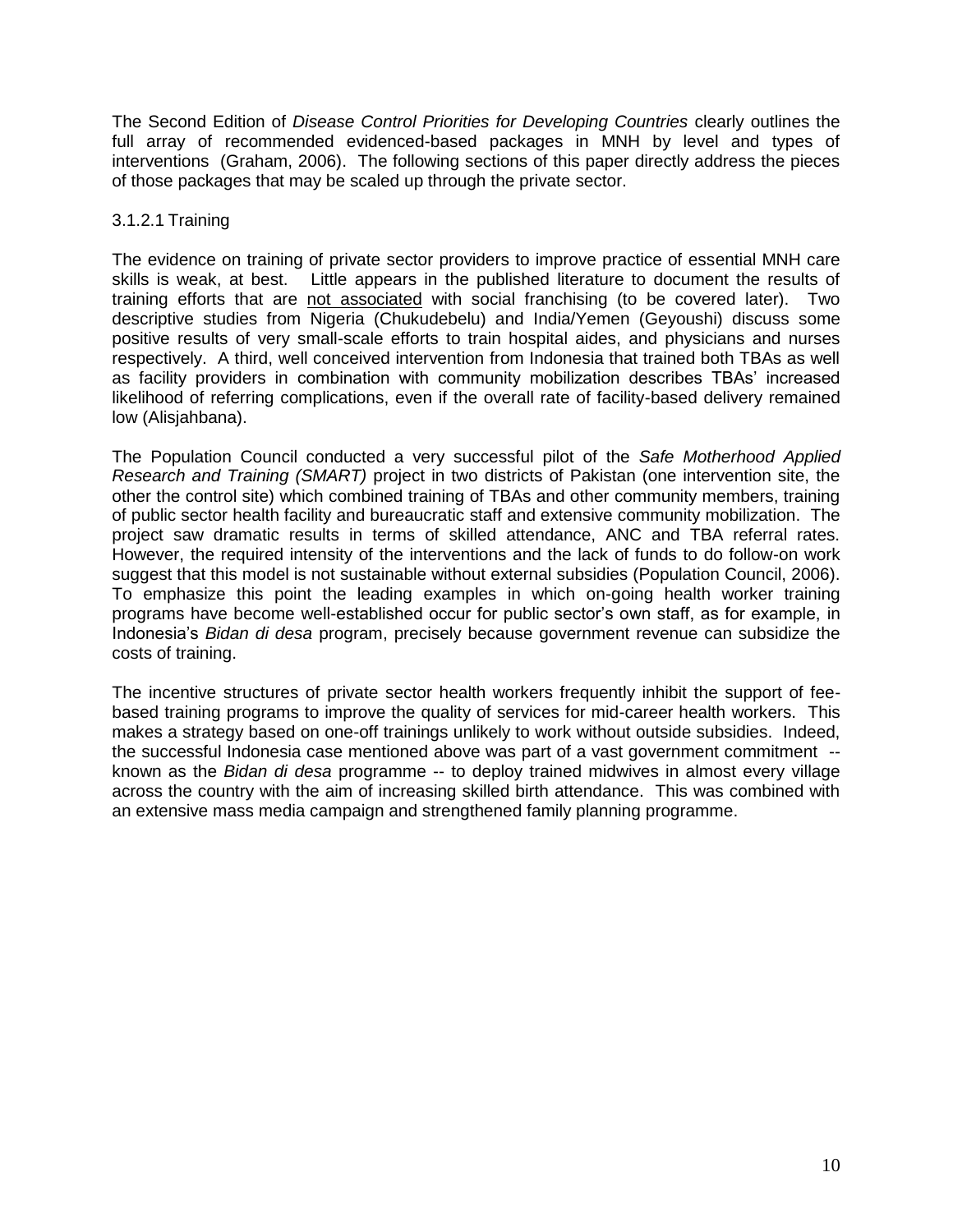The Second Edition of *Disease Control Priorities for Developing Countries* clearly outlines the full array of recommended evidenced-based packages in MNH by level and types of interventions (Graham, 2006). The following sections of this paper directly address the pieces of those packages that may be scaled up through the private sector.

#### 3.1.2.1 Training

The evidence on training of private sector providers to improve practice of essential MNH care skills is weak, at best. Little appears in the published literature to document the results of training efforts that are <u>not associated</u> with social franchising (to be covered later). Two descriptive studies from Nigeria (Chukudebelu) and India/Yemen (Geyoushi) discuss some positive results of very small-scale efforts to train hospital aides, and physicians and nurses respectively. A third, well conceived intervention from Indonesia that trained both TBAs as well as facility providers in combination with community mobilization describes TBAs' increased likelihood of referring complications, even if the overall rate of facility-based delivery remained low (Alisjahbana).

The Population Council conducted a very successful pilot of the *Safe Motherhood Applied Research and Training (SMART)* project in two districts of Pakistan (one intervention site, the other the control site) which combined training of TBAs and other community members, training of public sector health facility and bureaucratic staff and extensive community mobilization. The project saw dramatic results in terms of skilled attendance, ANC and TBA referral rates. However, the required intensity of the interventions and the lack of funds to do follow-on work suggest that this model is not sustainable without external subsidies (Population Council, 2006). To emphasize this point the leading examples in which on-going health worker training programs have become well-established occur for public sector's own staff, as for example, in Indonesia's *Bidan di desa* program, precisely because government revenue can subsidize the costs of training.

The incentive structures of private sector health workers frequently inhibit the support of fee-based training programs to improve the quality of services for mid-career health workers. This makes a strategy based on one-off trainings unlikely to work without outside subsidies. Indeed, the successful Indonesia case mentioned above was part of a vast government commitment -- known as the *Bidan di desa* programme -- to deploy trained midwives in almost every village across the country with the aim of increasing skilled birth attendance. This was combined with an extensive mass media campaign and strengthened family planning programme.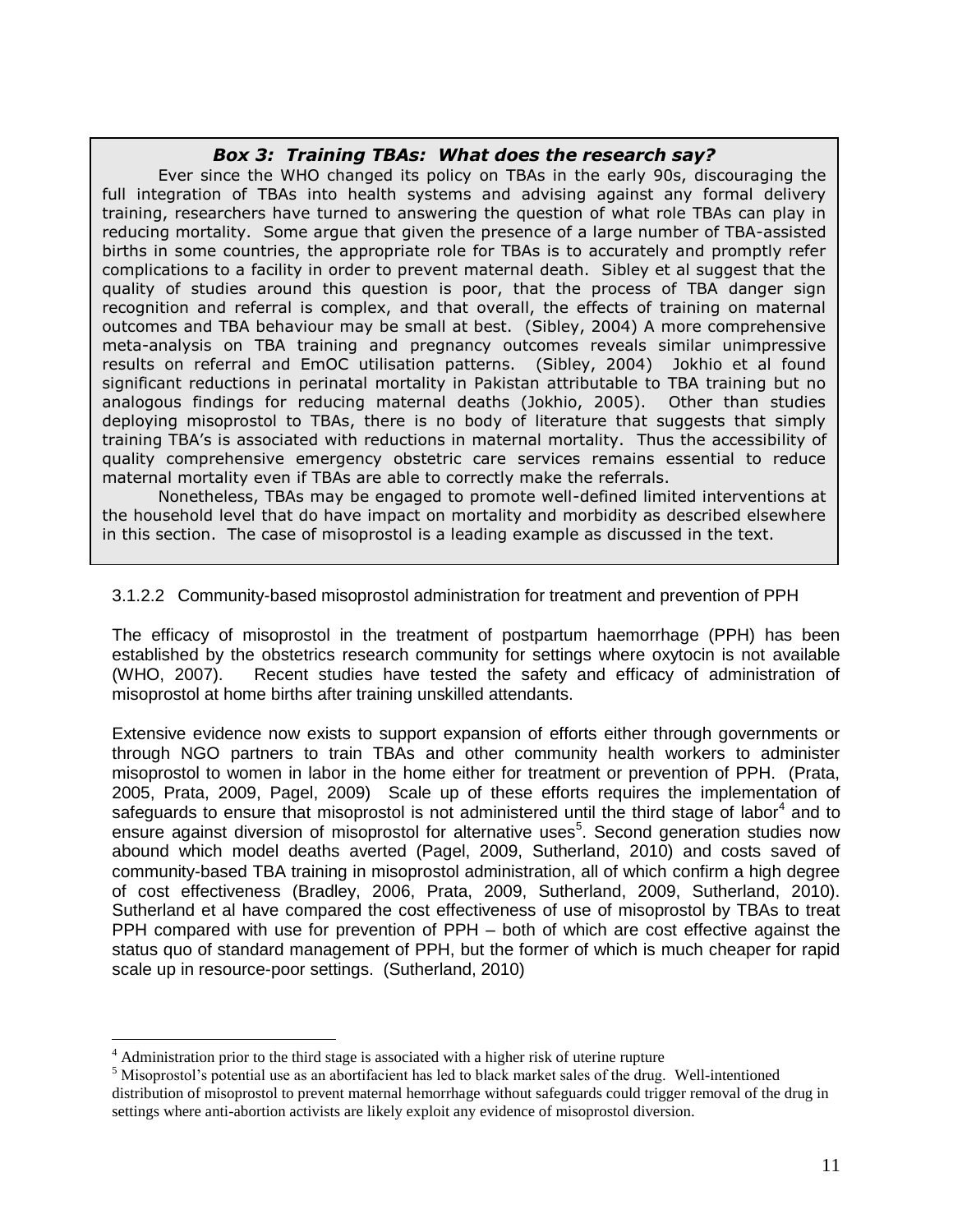### *Box 3: Training TBAs: What does the research say?*

Ever since the WHO changed its policy on TBAs in the early 90s, discouraging the full integration of TBAs into health systems and advising against any formal delivery training, researchers have turned to answering the question of what role TBAs can play in reducing mortality. Some argue that given the presence of a large number of TBA-assisted births in some countries, the appropriate role for TBAs is to accurately and promptly refer complications to a facility in order to prevent maternal death. Sibley et al suggest that the quality of studies around this question is poor, that the process of TBA danger sign recognition and referral is complex, and that overall, the effects of training on maternal outcomes and TBA behaviour may be small at best. (Sibley, 2004) A more comprehensive meta-analysis on TBA training and pregnancy outcomes reveals similar unimpressive results on referral and EmOC utilisation patterns. (Sibley, 2004) Jokhio et al found significant reductions in perinatal mortality in Pakistan attributable to TBA training but no analogous findings for reducing maternal deaths (Jokhio, 2005). Other than studies deploying misoprostol to TBAs, there is no body of literature that suggests that simply training TBA's is associated with reductions in maternal mortality. Thus the accessibility of quality comprehensive emergency obstetric care services remains essential to reduce maternal mortality even if TBAs are able to correctly make the referrals.

Nonetheless, TBAs may be engaged to promote well-defined limited interventions at the household level that do have impact on mortality and morbidity as described elsewhere in this section. The case of misoprostol is a leading example as discussed in the text.

#### 3.1.2.2 Community-based misoprostol administration for treatment and prevention of PPH

The efficacy of misoprostol in the treatment of postpartum haemorrhage (PPH) has been established by the obstetrics research community for settings where oxytocin is not available (WHO, 2007). Recent studies have tested the safety and efficacy of administration of misoprostol at home births after training unskilled attendants.

Extensive evidence now exists to support expansion of efforts either through governments or through NGO partners to train TBAs and other community health workers to administer misoprostol to women in labor in the home either for treatment or prevention of PPH. (Prata, 2005, Prata, 2009, Pagel, 2009) Scale up of these efforts requires the implementation of safeguards to ensure that misoprostol is not administered until the third stage of labor[4] and to ensure against diversion of misoprostol for alternative uses[5]. Second generation studies now abound which model deaths averted (Pagel, 2009, Sutherland, 2010) and costs saved of community-based TBA training in misoprostol administration, all of which confirm a high degree of cost effectiveness (Bradley, 2006, Prata, 2009, Sutherland, 2009, Sutherland, 2010). Sutherland et al have compared the cost effectiveness of use of misoprostol by TBAs to treat PPH compared with use for prevention of PPH – both of which are cost effective against the status quo of standard management of PPH, but the former of which is much cheaper for rapid scale up in resource-poor settings. (Sutherland, 2010)

---

[4] Administration prior to the third stage is associated with a higher risk of uterine rupture

[5] Misoprostol's potential use as an abortifacient has led to black market sales of the drug. Well-intentioned distribution of misoprostol to prevent maternal hemorrhage without safeguards could trigger removal of the drug in settings where anti-abortion activists are likely exploit any evidence of misoprostol diversion.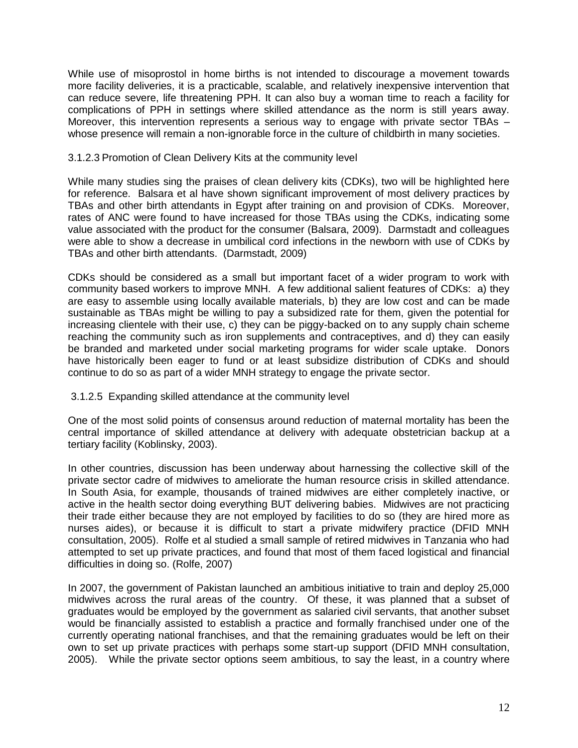While use of misoprostol in home births is not intended to discourage a movement towards more facility deliveries, it is a practicable, scalable, and relatively inexpensive intervention that can reduce severe, life threatening PPH. It can also buy a woman time to reach a facility for complications of PPH in settings where skilled attendance as the norm is still years away. Moreover, this intervention represents a serious way to engage with private sector TBAs – whose presence will remain a non-ignorable force in the culture of childbirth in many societies.

#### 3.1.2.3 Promotion of Clean Delivery Kits at the community level

While many studies sing the praises of clean delivery kits (CDKs), two will be highlighted here for reference. Balsara et al have shown significant improvement of most delivery practices by TBAs and other birth attendants in Egypt after training on and provision of CDKs. Moreover, rates of ANC were found to have increased for those TBAs using the CDKs, indicating some value associated with the product for the consumer (Balsara, 2009). Darmstadt and colleagues were able to show a decrease in umbilical cord infections in the newborn with use of CDKs by TBAs and other birth attendants. (Darmstadt, 2009)

CDKs should be considered as a small but important facet of a wider program to work with community based workers to improve MNH. A few additional salient features of CDKs: a) they are easy to assemble using locally available materials, b) they are low cost and can be made sustainable as TBAs might be willing to pay a subsidized rate for them, given the potential for increasing clientele with their use, c) they can be piggy-backed on to any supply chain scheme reaching the community such as iron supplements and contraceptives, and d) they can easily be branded and marketed under social marketing programs for wider scale uptake. Donors have historically been eager to fund or at least subsidize distribution of CDKs and should continue to do so as part of a wider MNH strategy to engage the private sector.

#### 3.1.2.5 Expanding skilled attendance at the community level

One of the most solid points of consensus around reduction of maternal mortality has been the central importance of skilled attendance at delivery with adequate obstetrician backup at a tertiary facility (Koblinsky, 2003).

In other countries, discussion has been underway about harnessing the collective skill of the private sector cadre of midwives to ameliorate the human resource crisis in skilled attendance. In South Asia, for example, thousands of trained midwives are either completely inactive, or active in the health sector doing everything BUT delivering babies. Midwives are not practicing their trade either because they are not employed by facilities to do so (they are hired more as nurses aides), or because it is difficult to start a private midwifery practice (DFID MNH consultation, 2005). Rolfe et al studied a small sample of retired midwives in Tanzania who had attempted to set up private practices, and found that most of them faced logistical and financial difficulties in doing so. (Rolfe, 2007)

In 2007, the government of Pakistan launched an ambitious initiative to train and deploy 25,000 midwives across the rural areas of the country. Of these, it was planned that a subset of graduates would be employed by the government as salaried civil servants, that another subset would be financially assisted to establish a practice and formally franchised under one of the currently operating national franchises, and that the remaining graduates would be left on their own to set up private practices with perhaps some start-up support (DFID MNH consultation, 2005). While the private sector options seem ambitious, to say the least, in a country where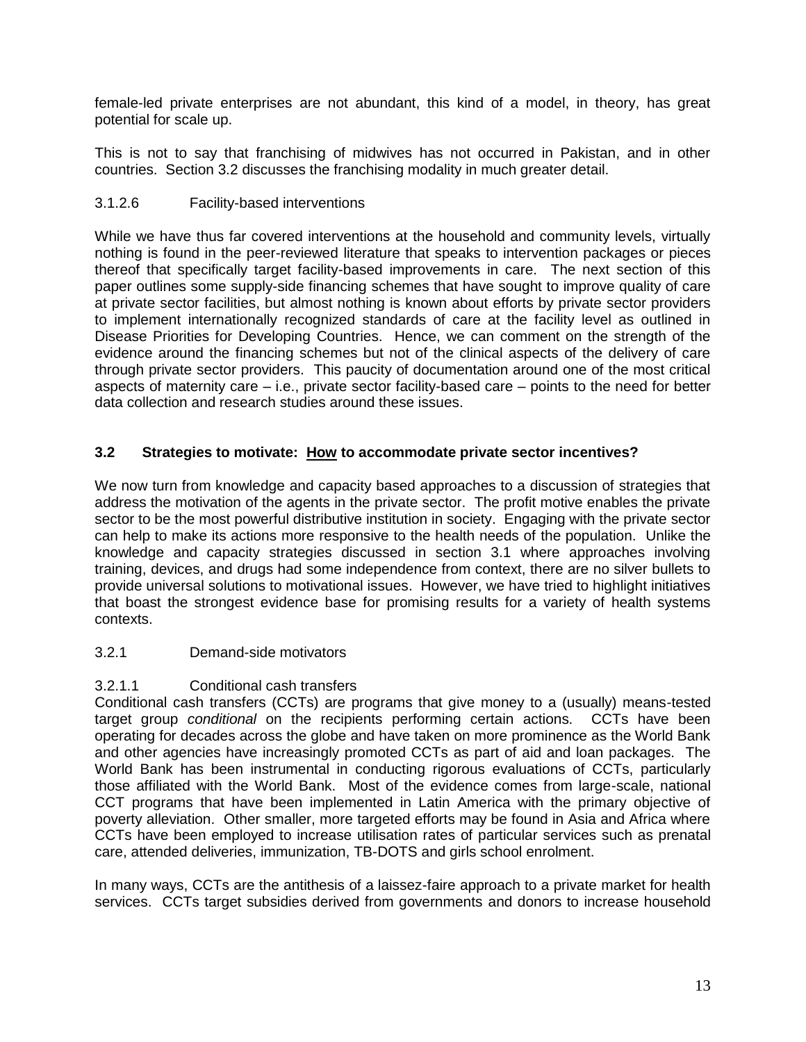female-led private enterprises are not abundant, this kind of a model, in theory, has great potential for scale up.

This is not to say that franchising of midwives has not occurred in Pakistan, and in other countries. Section 3.2 discusses the franchising modality in much greater detail.

#### 3.1.2.6 Facility-based interventions

While we have thus far covered interventions at the household and community levels, virtually nothing is found in the peer-reviewed literature that speaks to intervention packages or pieces thereof that specifically target facility-based improvements in care. The next section of this paper outlines some supply-side financing schemes that have sought to improve quality of care at private sector facilities, but almost nothing is known about efforts by private sector providers to implement internationally recognized standards of care at the facility level as outlined in Disease Priorities for Developing Countries. Hence, we can comment on the strength of the evidence around the financing schemes but not of the clinical aspects of the delivery of care through private sector providers. This paucity of documentation around one of the most critical aspects of maternity care – i.e., private sector facility-based care – points to the need for better data collection and research studies around these issues.

## 3.2 Strategies to motivate: How to accommodate private sector incentives?

We now turn from knowledge and capacity based approaches to a discussion of strategies that address the motivation of the agents in the private sector. The profit motive enables the private sector to be the most powerful distributive institution in society. Engaging with the private sector can help to make its actions more responsive to the health needs of the population. Unlike the knowledge and capacity strategies discussed in section 3.1 where approaches involving training, devices, and drugs had some independence from context, there are no silver bullets to provide universal solutions to motivational issues. However, we have tried to highlight initiatives that boast the strongest evidence base for promising results for a variety of health systems contexts.

### 3.2.1 Demand-side motivators

#### 3.2.1.1 Conditional cash transfers

Conditional cash transfers (CCTs) are programs that give money to a (usually) means-tested target group *conditional* on the recipients performing certain actions. CCTs have been operating for decades across the globe and have taken on more prominence as the World Bank and other agencies have increasingly promoted CCTs as part of aid and loan packages. The World Bank has been instrumental in conducting rigorous evaluations of CCTs, particularly those affiliated with the World Bank. Most of the evidence comes from large-scale, national CCT programs that have been implemented in Latin America with the primary objective of poverty alleviation. Other smaller, more targeted efforts may be found in Asia and Africa where CCTs have been employed to increase utilisation rates of particular services such as prenatal care, attended deliveries, immunization, TB-DOTS and girls school enrolment.

In many ways, CCTs are the antithesis of a laissez-faire approach to a private market for health services. CCTs target subsidies derived from governments and donors to increase household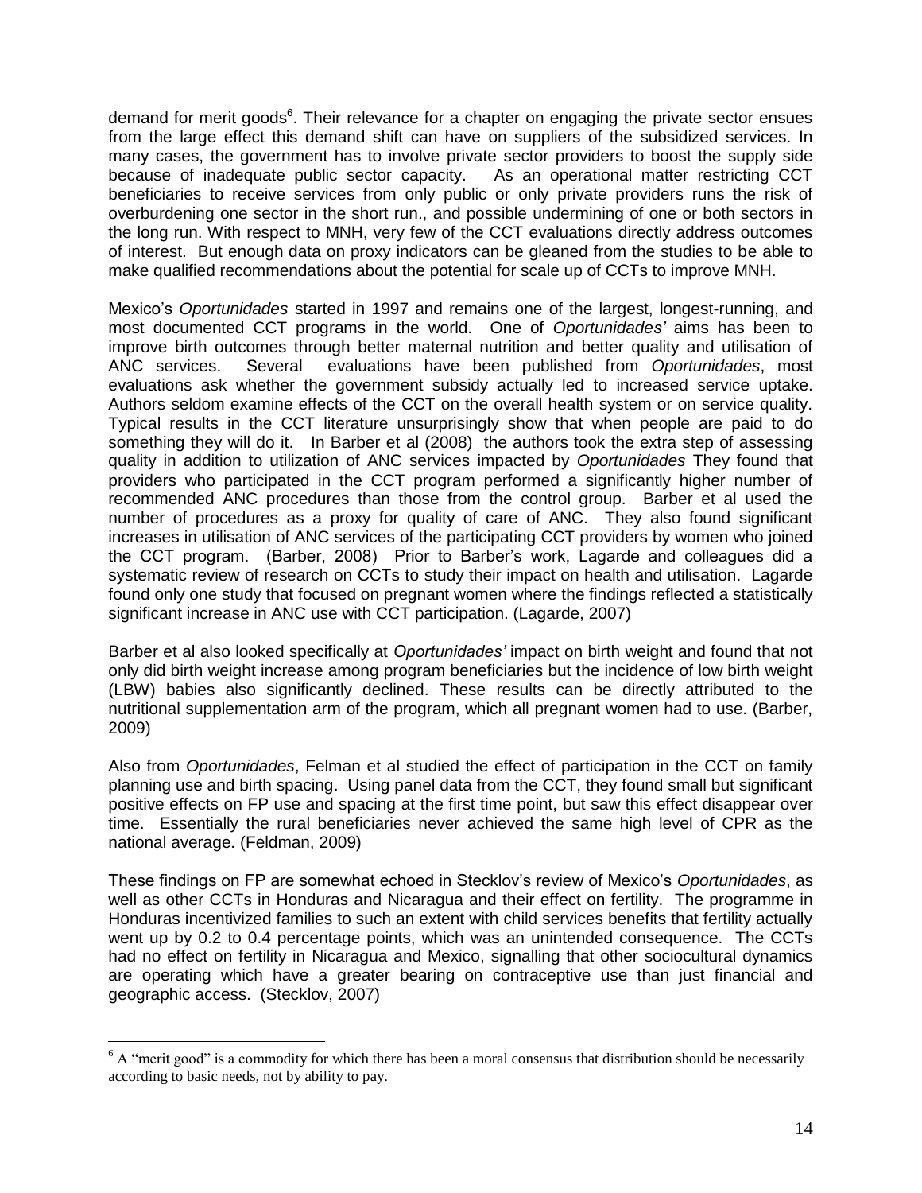demand for merit goods[6]. Their relevance for a chapter on engaging the private sector ensues from the large effect this demand shift can have on suppliers of the subsidized services. In many cases, the government has to involve private sector providers to boost the supply side because of inadequate public sector capacity. As an operational matter restricting CCT beneficiaries to receive services from only public or only private providers runs the risk of overburdening one sector in the short run., and possible undermining of one or both sectors in the long run. With respect to MNH, very few of the CCT evaluations directly address outcomes of interest. But enough data on proxy indicators can be gleaned from the studies to be able to make qualified recommendations about the potential for scale up of CCTs to improve MNH.

Mexico's *Oportunidades* started in 1997 and remains one of the largest, longest-running, and most documented CCT programs in the world. One of *Oportunidades'* aims has been to improve birth outcomes through better maternal nutrition and better quality and utilisation of ANC services. Several evaluations have been published from *Oportunidades*, most evaluations ask whether the government subsidy actually led to increased service uptake. Authors seldom examine effects of the CCT on the overall health system or on service quality. Typical results in the CCT literature unsurprisingly show that when people are paid to do something they will do it. In Barber et al (2008) the authors took the extra step of assessing quality in addition to utilization of ANC services impacted by *Oportunidades* They found that providers who participated in the CCT program performed a significantly higher number of recommended ANC procedures than those from the control group. Barber et al used the number of procedures as a proxy for quality of care of ANC. They also found significant increases in utilisation of ANC services of the participating CCT providers by women who joined the CCT program. (Barber, 2008) Prior to Barber's work, Lagarde and colleagues did a systematic review of research on CCTs to study their impact on health and utilisation. Lagarde found only one study that focused on pregnant women where the findings reflected a statistically significant increase in ANC use with CCT participation. (Lagarde, 2007)

Barber et al also looked specifically at *Oportunidades'* impact on birth weight and found that not only did birth weight increase among program beneficiaries but the incidence of low birth weight (LBW) babies also significantly declined. These results can be directly attributed to the nutritional supplementation arm of the program, which all pregnant women had to use. (Barber, 2009)

Also from *Oportunidades*, Felman et al studied the effect of participation in the CCT on family planning use and birth spacing. Using panel data from the CCT, they found small but significant positive effects on FP use and spacing at the first time point, but saw this effect disappear over time. Essentially the rural beneficiaries never achieved the same high level of CPR as the national average. (Feldman, 2009)

These findings on FP are somewhat echoed in Stecklov's review of Mexico's *Oportunidades*, as well as other CCTs in Honduras and Nicaragua and their effect on fertility. The programme in Honduras incentivized families to such an extent with child services benefits that fertility actually went up by 0.2 to 0.4 percentage points, which was an unintended consequence. The CCTs had no effect on fertility in Nicaragua and Mexico, signalling that other sociocultural dynamics are operating which have a greater bearing on contraceptive use than just financial and geographic access. (Stecklov, 2007)

---

[6] A "merit good" is a commodity for which there has been a moral consensus that distribution should be necessarily according to basic needs, not by ability to pay.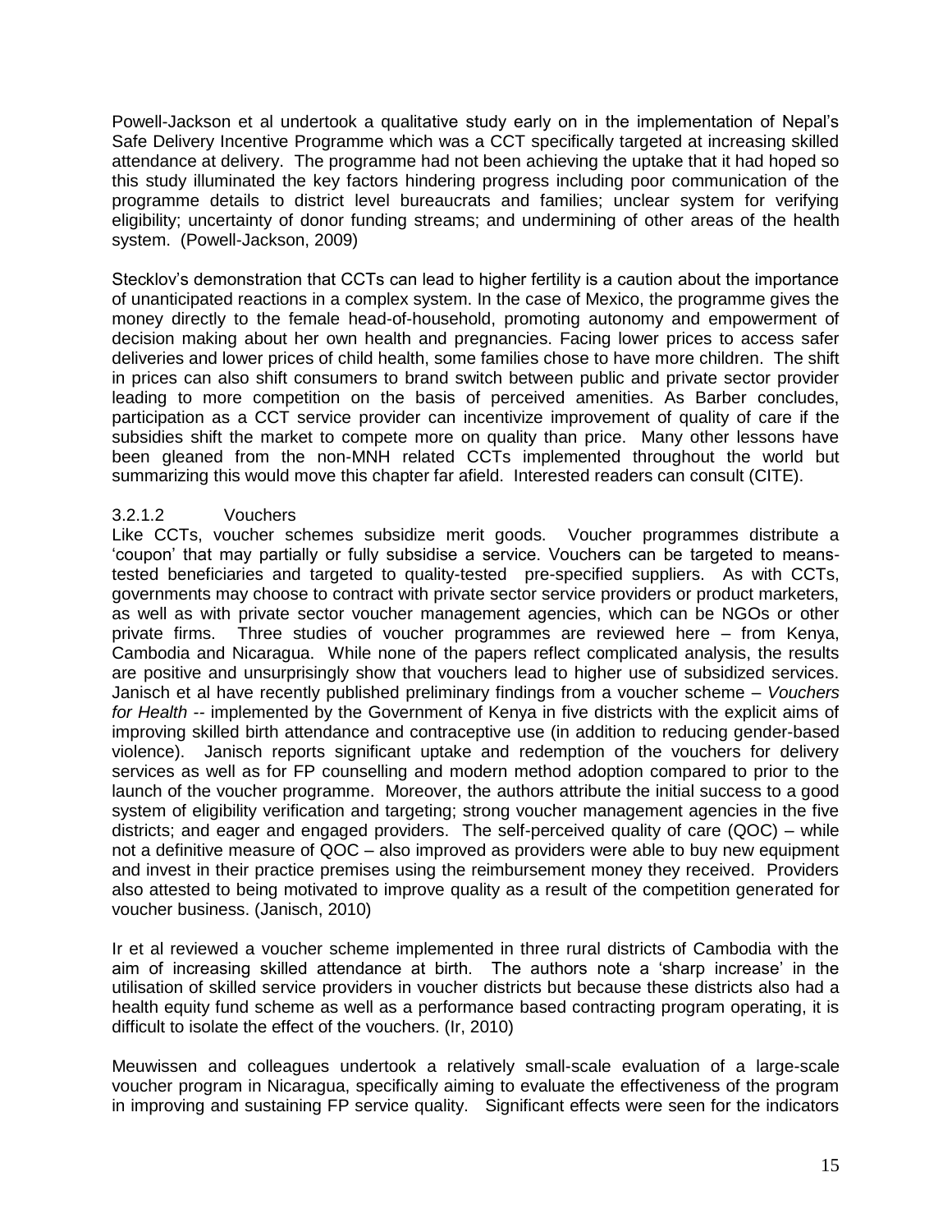Powell-Jackson et al undertook a qualitative study early on in the implementation of Nepal's Safe Delivery Incentive Programme which was a CCT specifically targeted at increasing skilled attendance at delivery. The programme had not been achieving the uptake that it had hoped so this study illuminated the key factors hindering progress including poor communication of the programme details to district level bureaucrats and families; unclear system for verifying eligibility; uncertainty of donor funding streams; and undermining of other areas of the health system. (Powell-Jackson, 2009)

Stecklov's demonstration that CCTs can lead to higher fertility is a caution about the importance of unanticipated reactions in a complex system. In the case of Mexico, the programme gives the money directly to the female head-of-household, promoting autonomy and empowerment of decision making about her own health and pregnancies. Facing lower prices to access safer deliveries and lower prices of child health, some families chose to have more children. The shift in prices can also shift consumers to brand switch between public and private sector provider leading to more competition on the basis of perceived amenities. As Barber concludes, participation as a CCT service provider can incentivize improvement of quality of care if the subsidies shift the market to compete more on quality than price. Many other lessons have been gleaned from the non-MNH related CCTs implemented throughout the world but summarizing this would move this chapter far afield. Interested readers can consult (CITE).

#### 3.2.1.2 Vouchers

Like CCTs, voucher schemes subsidize merit goods. Voucher programmes distribute a 'coupon' that may partially or fully subsidise a service. Vouchers can be targeted to means-tested beneficiaries and targeted to quality-tested pre-specified suppliers. As with CCTs, governments may choose to contract with private sector service providers or product marketers, as well as with private sector voucher management agencies, which can be NGOs or other private firms. Three studies of voucher programmes are reviewed here – from Kenya, Cambodia and Nicaragua. While none of the papers reflect complicated analysis, the results are positive and unsurprisingly show that vouchers lead to higher use of subsidized services. Janisch et al have recently published preliminary findings from a voucher scheme – *Vouchers for Health* -- implemented by the Government of Kenya in five districts with the explicit aims of improving skilled birth attendance and contraceptive use (in addition to reducing gender-based violence). Janisch reports significant uptake and redemption of the vouchers for delivery services as well as for FP counselling and modern method adoption compared to prior to the launch of the voucher programme. Moreover, the authors attribute the initial success to a good system of eligibility verification and targeting; strong voucher management agencies in the five districts; and eager and engaged providers. The self-perceived quality of care (QOC) – while not a definitive measure of QOC – also improved as providers were able to buy new equipment and invest in their practice premises using the reimbursement money they received. Providers also attested to being motivated to improve quality as a result of the competition generated for voucher business. (Janisch, 2010)

Ir et al reviewed a voucher scheme implemented in three rural districts of Cambodia with the aim of increasing skilled attendance at birth. The authors note a 'sharp increase' in the utilisation of skilled service providers in voucher districts but because these districts also had a health equity fund scheme as well as a performance based contracting program operating, it is difficult to isolate the effect of the vouchers. (Ir, 2010)

Meuwissen and colleagues undertook a relatively small-scale evaluation of a large-scale voucher program in Nicaragua, specifically aiming to evaluate the effectiveness of the program in improving and sustaining FP service quality. Significant effects were seen for the indicators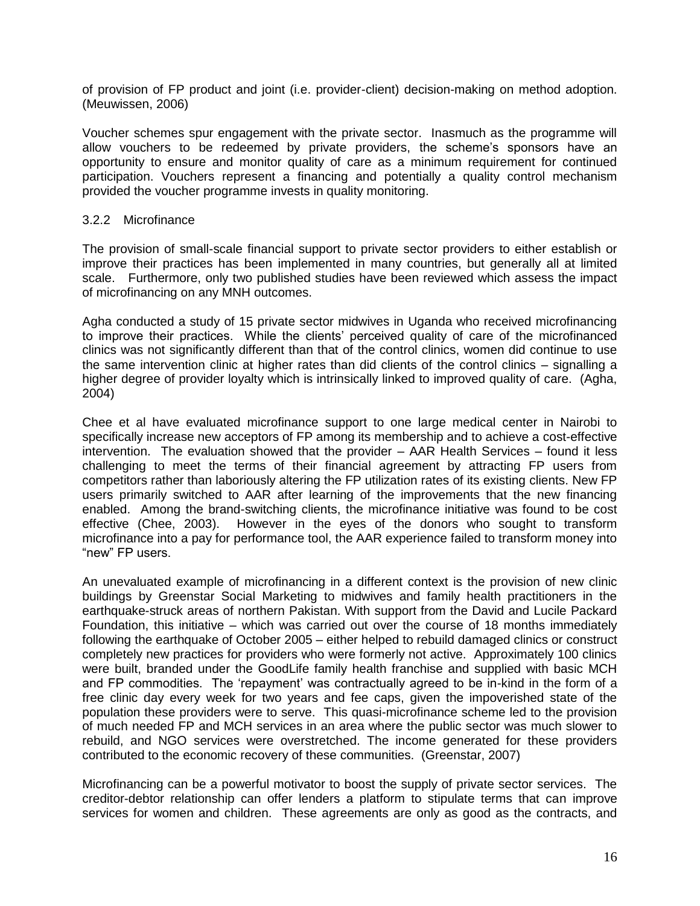of provision of FP product and joint (i.e. provider-client) decision-making on method adoption. (Meuwissen, 2006)

Voucher schemes spur engagement with the private sector. Inasmuch as the programme will allow vouchers to be redeemed by private providers, the scheme's sponsors have an opportunity to ensure and monitor quality of care as a minimum requirement for continued participation. Vouchers represent a financing and potentially a quality control mechanism provided the voucher programme invests in quality monitoring.

### 3.2.2 Microfinance

The provision of small-scale financial support to private sector providers to either establish or improve their practices has been implemented in many countries, but generally all at limited scale. Furthermore, only two published studies have been reviewed which assess the impact of microfinancing on any MNH outcomes.

Agha conducted a study of 15 private sector midwives in Uganda who received microfinancing to improve their practices. While the clients' perceived quality of care of the microfinanced clinics was not significantly different than that of the control clinics, women did continue to use the same intervention clinic at higher rates than did clients of the control clinics – signalling a higher degree of provider loyalty which is intrinsically linked to improved quality of care. (Agha, 2004)

Chee et al have evaluated microfinance support to one large medical center in Nairobi to specifically increase new acceptors of FP among its membership and to achieve a cost-effective intervention. The evaluation showed that the provider – AAR Health Services – found it less challenging to meet the terms of their financial agreement by attracting FP users from competitors rather than laboriously altering the FP utilization rates of its existing clients. New FP users primarily switched to AAR after learning of the improvements that the new financing enabled. Among the brand-switching clients, the microfinance initiative was found to be cost effective (Chee, 2003). However in the eyes of the donors who sought to transform microfinance into a pay for performance tool, the AAR experience failed to transform money into "new" FP users.

An unevaluated example of microfinancing in a different context is the provision of new clinic buildings by Greenstar Social Marketing to midwives and family health practitioners in the earthquake-struck areas of northern Pakistan. With support from the David and Lucile Packard Foundation, this initiative – which was carried out over the course of 18 months immediately following the earthquake of October 2005 – either helped to rebuild damaged clinics or construct completely new practices for providers who were formerly not active. Approximately 100 clinics were built, branded under the GoodLife family health franchise and supplied with basic MCH and FP commodities. The 'repayment' was contractually agreed to be in-kind in the form of a free clinic day every week for two years and fee caps, given the impoverished state of the population these providers were to serve. This quasi-microfinance scheme led to the provision of much needed FP and MCH services in an area where the public sector was much slower to rebuild, and NGO services were overstretched. The income generated for these providers contributed to the economic recovery of these communities. (Greenstar, 2007)

Microfinancing can be a powerful motivator to boost the supply of private sector services. The creditor-debtor relationship can offer lenders a platform to stipulate terms that can improve services for women and children. These agreements are only as good as the contracts, and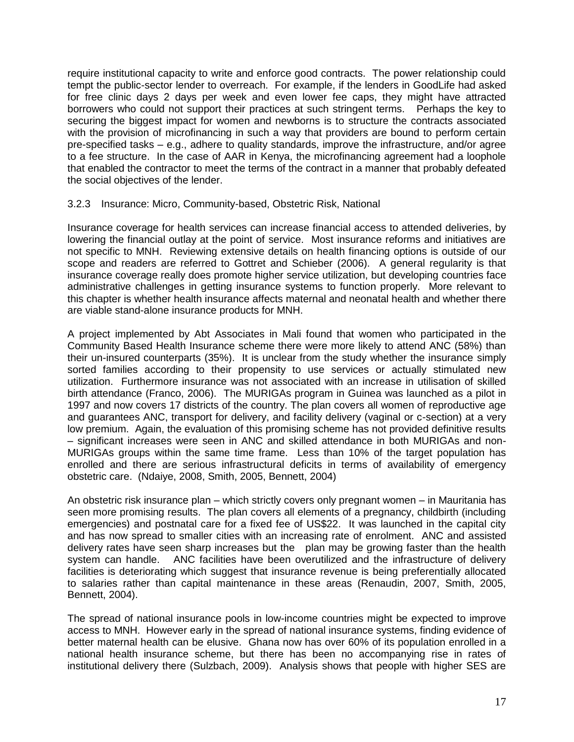require institutional capacity to write and enforce good contracts. The power relationship could tempt the public-sector lender to overreach. For example, if the lenders in GoodLife had asked for free clinic days 2 days per week and even lower fee caps, they might have attracted borrowers who could not support their practices at such stringent terms. Perhaps the key to securing the biggest impact for women and newborns is to structure the contracts associated with the provision of microfinancing in such a way that providers are bound to perform certain pre-specified tasks – e.g., adhere to quality standards, improve the infrastructure, and/or agree to a fee structure. In the case of AAR in Kenya, the microfinancing agreement had a loophole that enabled the contractor to meet the terms of the contract in a manner that probably defeated the social objectives of the lender.

### 3.2.3 Insurance: Micro, Community-based, Obstetric Risk, National

Insurance coverage for health services can increase financial access to attended deliveries, by lowering the financial outlay at the point of service. Most insurance reforms and initiatives are not specific to MNH. Reviewing extensive details on health financing options is outside of our scope and readers are referred to Gottret and Schieber (2006). A general regularity is that insurance coverage really does promote higher service utilization, but developing countries face administrative challenges in getting insurance systems to function properly. More relevant to this chapter is whether health insurance affects maternal and neonatal health and whether there are viable stand-alone insurance products for MNH.

A project implemented by Abt Associates in Mali found that women who participated in the Community Based Health Insurance scheme there were more likely to attend ANC (58%) than their un-insured counterparts (35%). It is unclear from the study whether the insurance simply sorted families according to their propensity to use services or actually stimulated new utilization. Furthermore insurance was not associated with an increase in utilisation of skilled birth attendance (Franco, 2006). The MURIGAs program in Guinea was launched as a pilot in 1997 and now covers 17 districts of the country. The plan covers all women of reproductive age and guarantees ANC, transport for delivery, and facility delivery (vaginal or c-section) at a very low premium. Again, the evaluation of this promising scheme has not provided definitive results – significant increases were seen in ANC and skilled attendance in both MURIGAs and non-MURIGAs groups within the same time frame. Less than 10% of the target population has enrolled and there are serious infrastructural deficits in terms of availability of emergency obstetric care. (Ndaiye, 2008, Smith, 2005, Bennett, 2004)

An obstetric risk insurance plan – which strictly covers only pregnant women – in Mauritania has seen more promising results. The plan covers all elements of a pregnancy, childbirth (including emergencies) and postnatal care for a fixed fee of US$22. It was launched in the capital city and has now spread to smaller cities with an increasing rate of enrolment. ANC and assisted delivery rates have seen sharp increases but the plan may be growing faster than the health system can handle. ANC facilities have been overutilized and the infrastructure of delivery facilities is deteriorating which suggest that insurance revenue is being preferentially allocated to salaries rather than capital maintenance in these areas (Renaudin, 2007, Smith, 2005, Bennett, 2004).

The spread of national insurance pools in low-income countries might be expected to improve access to MNH. However early in the spread of national insurance systems, finding evidence of better maternal health can be elusive. Ghana now has over 60% of its population enrolled in a national health insurance scheme, but there has been no accompanying rise in rates of institutional delivery there (Sulzbach, 2009). Analysis shows that people with higher SES are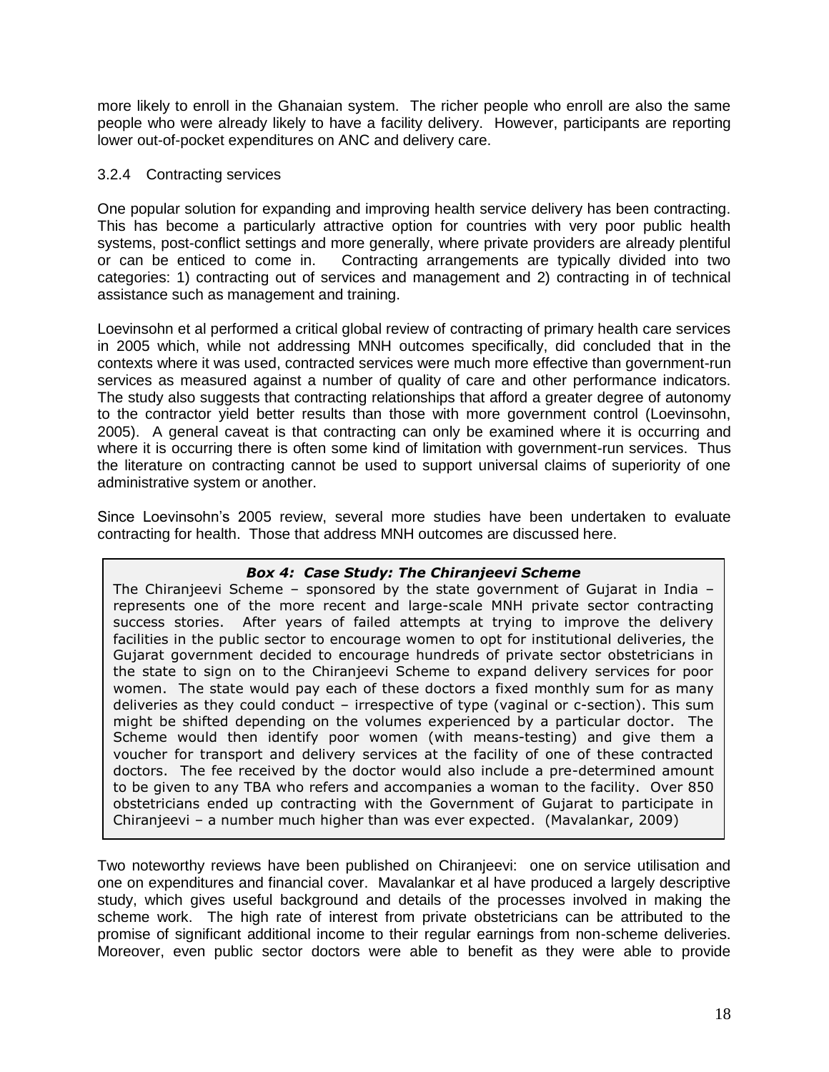more likely to enroll in the Ghanaian system. The richer people who enroll are also the same people who were already likely to have a facility delivery. However, participants are reporting lower out-of-pocket expenditures on ANC and delivery care.

### 3.2.4 Contracting services

One popular solution for expanding and improving health service delivery has been contracting. This has become a particularly attractive option for countries with very poor public health systems, post-conflict settings and more generally, where private providers are already plentiful or can be enticed to come in. Contracting arrangements are typically divided into two categories: 1) contracting out of services and management and 2) contracting in of technical assistance such as management and training.

Loevinsohn et al performed a critical global review of contracting of primary health care services in 2005 which, while not addressing MNH outcomes specifically, did concluded that in the contexts where it was used, contracted services were much more effective than government-run services as measured against a number of quality of care and other performance indicators. The study also suggests that contracting relationships that afford a greater degree of autonomy to the contractor yield better results than those with more government control (Loevinsohn, 2005). A general caveat is that contracting can only be examined where it is occurring and where it is occurring there is often some kind of limitation with government-run services. Thus the literature on contracting cannot be used to support universal claims of superiority of one administrative system or another.

Since Loevinsohn's 2005 review, several more studies have been undertaken to evaluate contracting for health. Those that address MNH outcomes are discussed here.

> ***Box 4: Case Study: The Chiranjeevi Scheme***
>
> The Chiranjeevi Scheme – sponsored by the state government of Gujarat in India – represents one of the more recent and large-scale MNH private sector contracting success stories. After years of failed attempts at trying to improve the delivery facilities in the public sector to encourage women to opt for institutional deliveries, the Gujarat government decided to encourage hundreds of private sector obstetricians in the state to sign on to the Chiranjeevi Scheme to expand delivery services for poor women. The state would pay each of these doctors a fixed monthly sum for as many deliveries as they could conduct – irrespective of type (vaginal or c-section). This sum might be shifted depending on the volumes experienced by a particular doctor. The Scheme would then identify poor women (with means-testing) and give them a voucher for transport and delivery services at the facility of one of these contracted doctors. The fee received by the doctor would also include a pre-determined amount to be given to any TBA who refers and accompanies a woman to the facility. Over 850 obstetricians ended up contracting with the Government of Gujarat to participate in Chiranjeevi – a number much higher than was ever expected. (Mavalankar, 2009)

Two noteworthy reviews have been published on Chiranjeevi: one on service utilisation and one on expenditures and financial cover. Mavalankar et al have produced a largely descriptive study, which gives useful background and details of the processes involved in making the scheme work. The high rate of interest from private obstetricians can be attributed to the promise of significant additional income to their regular earnings from non-scheme deliveries. Moreover, even public sector doctors were able to benefit as they were able to provide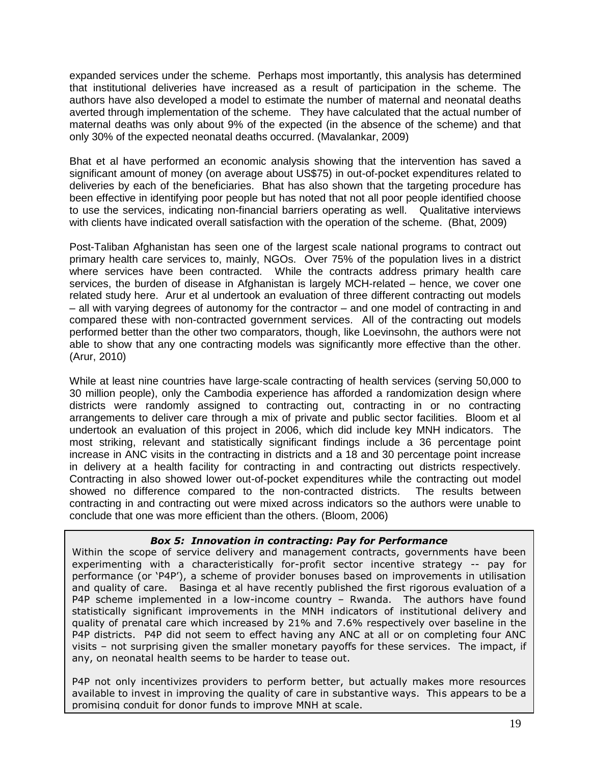expanded services under the scheme. Perhaps most importantly, this analysis has determined that institutional deliveries have increased as a result of participation in the scheme. The authors have also developed a model to estimate the number of maternal and neonatal deaths averted through implementation of the scheme. They have calculated that the actual number of maternal deaths was only about 9% of the expected (in the absence of the scheme) and that only 30% of the expected neonatal deaths occurred. (Mavalankar, 2009)

Bhat et al have performed an economic analysis showing that the intervention has saved a significant amount of money (on average about US$75) in out-of-pocket expenditures related to deliveries by each of the beneficiaries. Bhat has also shown that the targeting procedure has been effective in identifying poor people but has noted that not all poor people identified choose to use the services, indicating non-financial barriers operating as well. Qualitative interviews with clients have indicated overall satisfaction with the operation of the scheme. (Bhat, 2009)

Post-Taliban Afghanistan has seen one of the largest scale national programs to contract out primary health care services to, mainly, NGOs. Over 75% of the population lives in a district where services have been contracted. While the contracts address primary health care services, the burden of disease in Afghanistan is largely MCH-related – hence, we cover one related study here. Arur et al undertook an evaluation of three different contracting out models – all with varying degrees of autonomy for the contractor – and one model of contracting in and compared these with non-contracted government services. All of the contracting out models performed better than the other two comparators, though, like Loevinsohn, the authors were not able to show that any one contracting models was significantly more effective than the other. (Arur, 2010)

While at least nine countries have large-scale contracting of health services (serving 50,000 to 30 million people), only the Cambodia experience has afforded a randomization design where districts were randomly assigned to contracting out, contracting in or no contracting arrangements to deliver care through a mix of private and public sector facilities. Bloom et al undertook an evaluation of this project in 2006, which did include key MNH indicators. The most striking, relevant and statistically significant findings include a 36 percentage point increase in ANC visits in the contracting in districts and a 18 and 30 percentage point increase in delivery at a health facility for contracting in and contracting out districts respectively. Contracting in also showed lower out-of-pocket expenditures while the contracting out model showed no difference compared to the non-contracted districts. The results between contracting in and contracting out were mixed across indicators so the authors were unable to conclude that one was more efficient than the others. (Bloom, 2006)

***Box 5: Innovation in contracting: Pay for Performance***

Within the scope of service delivery and management contracts, governments have been experimenting with a characteristically for-profit sector incentive strategy -- pay for performance (or 'P4P'), a scheme of provider bonuses based on improvements in utilisation and quality of care. Basinga et al have recently published the first rigorous evaluation of a P4P scheme implemented in a low-income country – Rwanda. The authors have found statistically significant improvements in the MNH indicators of institutional delivery and quality of prenatal care which increased by 21% and 7.6% respectively over baseline in the P4P districts. P4P did not seem to effect having any ANC at all or on completing four ANC visits – not surprising given the smaller monetary payoffs for these services. The impact, if any, on neonatal health seems to be harder to tease out.

P4P not only incentivizes providers to perform better, but actually makes more resources available to invest in improving the quality of care in substantive ways. This appears to be a promising conduit for donor funds to improve MNH at scale.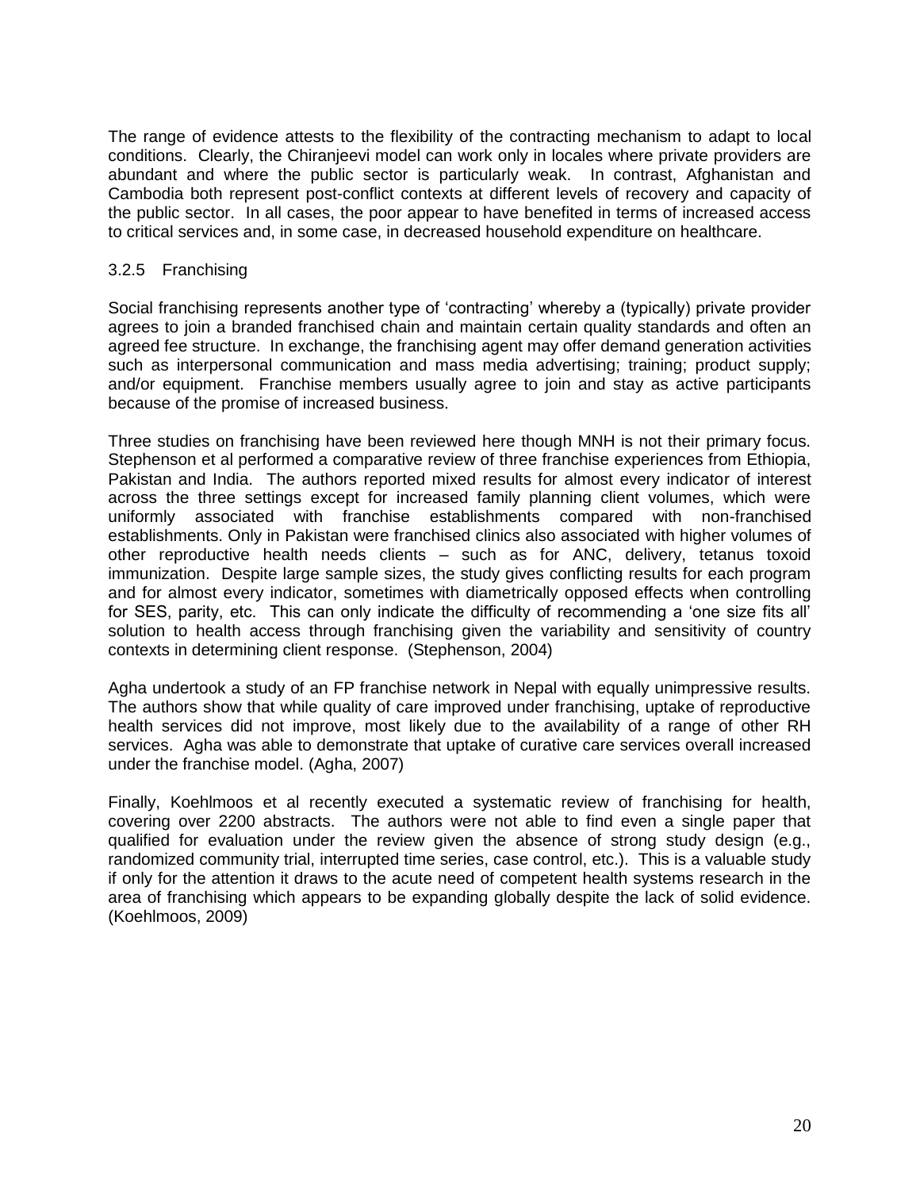The range of evidence attests to the flexibility of the contracting mechanism to adapt to local conditions. Clearly, the Chiranjeevi model can work only in locales where private providers are abundant and where the public sector is particularly weak. In contrast, Afghanistan and Cambodia both represent post-conflict contexts at different levels of recovery and capacity of the public sector. In all cases, the poor appear to have benefited in terms of increased access to critical services and, in some case, in decreased household expenditure on healthcare.

### 3.2.5 Franchising

Social franchising represents another type of 'contracting' whereby a (typically) private provider agrees to join a branded franchised chain and maintain certain quality standards and often an agreed fee structure. In exchange, the franchising agent may offer demand generation activities such as interpersonal communication and mass media advertising; training; product supply; and/or equipment. Franchise members usually agree to join and stay as active participants because of the promise of increased business.

Three studies on franchising have been reviewed here though MNH is not their primary focus. Stephenson et al performed a comparative review of three franchise experiences from Ethiopia, Pakistan and India. The authors reported mixed results for almost every indicator of interest across the three settings except for increased family planning client volumes, which were uniformly associated with franchise establishments compared with non-franchised establishments. Only in Pakistan were franchised clinics also associated with higher volumes of other reproductive health needs clients – such as for ANC, delivery, tetanus toxoid immunization. Despite large sample sizes, the study gives conflicting results for each program and for almost every indicator, sometimes with diametrically opposed effects when controlling for SES, parity, etc. This can only indicate the difficulty of recommending a 'one size fits all' solution to health access through franchising given the variability and sensitivity of country contexts in determining client response. (Stephenson, 2004)

Agha undertook a study of an FP franchise network in Nepal with equally unimpressive results. The authors show that while quality of care improved under franchising, uptake of reproductive health services did not improve, most likely due to the availability of a range of other RH services. Agha was able to demonstrate that uptake of curative care services overall increased under the franchise model. (Agha, 2007)

Finally, Koehlmoos et al recently executed a systematic review of franchising for health, covering over 2200 abstracts. The authors were not able to find even a single paper that qualified for evaluation under the review given the absence of strong study design (e.g., randomized community trial, interrupted time series, case control, etc.). This is a valuable study if only for the attention it draws to the acute need of competent health systems research in the area of franchising which appears to be expanding globally despite the lack of solid evidence. (Koehlmoos, 2009)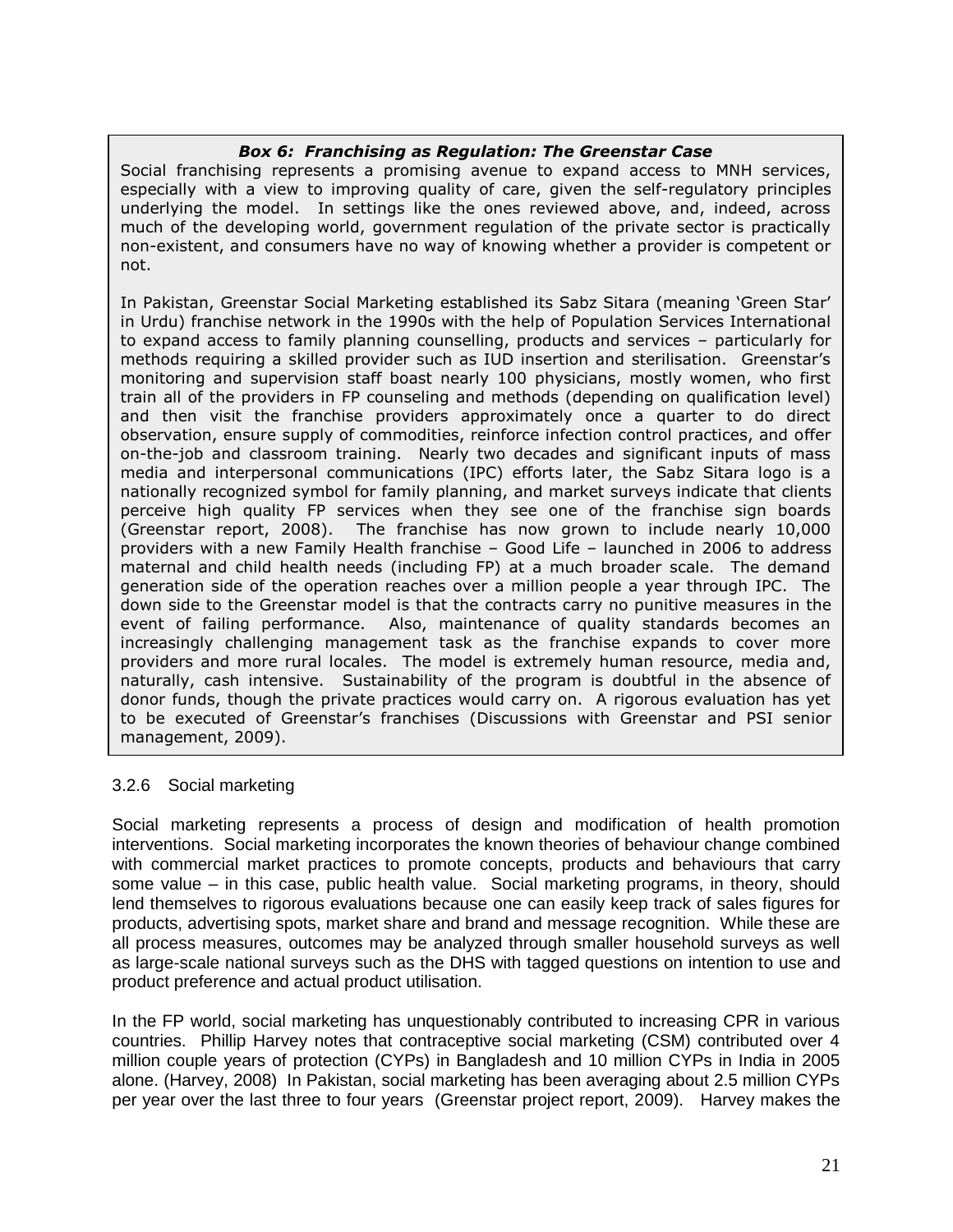***Box 6: Franchising as Regulation: The Greenstar Case***

Social franchising represents a promising avenue to expand access to MNH services, especially with a view to improving quality of care, given the self-regulatory principles underlying the model. In settings like the ones reviewed above, and, indeed, across much of the developing world, government regulation of the private sector is practically non-existent, and consumers have no way of knowing whether a provider is competent or not.

In Pakistan, Greenstar Social Marketing established its Sabz Sitara (meaning 'Green Star' in Urdu) franchise network in the 1990s with the help of Population Services International to expand access to family planning counselling, products and services – particularly for methods requiring a skilled provider such as IUD insertion and sterilisation. Greenstar's monitoring and supervision staff boast nearly 100 physicians, mostly women, who first train all of the providers in FP counseling and methods (depending on qualification level) and then visit the franchise providers approximately once a quarter to do direct observation, ensure supply of commodities, reinforce infection control practices, and offer on-the-job and classroom training. Nearly two decades and significant inputs of mass media and interpersonal communications (IPC) efforts later, the Sabz Sitara logo is a nationally recognized symbol for family planning, and market surveys indicate that clients perceive high quality FP services when they see one of the franchise sign boards (Greenstar report, 2008). The franchise has now grown to include nearly 10,000 providers with a new Family Health franchise – Good Life – launched in 2006 to address maternal and child health needs (including FP) at a much broader scale. The demand generation side of the operation reaches over a million people a year through IPC. The down side to the Greenstar model is that the contracts carry no punitive measures in the event of failing performance. Also, maintenance of quality standards becomes an increasingly challenging management task as the franchise expands to cover more providers and more rural locales. The model is extremely human resource, media and, naturally, cash intensive. Sustainability of the program is doubtful in the absence of donor funds, though the private practices would carry on. A rigorous evaluation has yet to be executed of Greenstar's franchises (Discussions with Greenstar and PSI senior management, 2009).

### 3.2.6 Social marketing

Social marketing represents a process of design and modification of health promotion interventions. Social marketing incorporates the known theories of behaviour change combined with commercial market practices to promote concepts, products and behaviours that carry some value – in this case, public health value. Social marketing programs, in theory, should lend themselves to rigorous evaluations because one can easily keep track of sales figures for products, advertising spots, market share and brand and message recognition. While these are all process measures, outcomes may be analyzed through smaller household surveys as well as large-scale national surveys such as the DHS with tagged questions on intention to use and product preference and actual product utilisation.

In the FP world, social marketing has unquestionably contributed to increasing CPR in various countries. Phillip Harvey notes that contraceptive social marketing (CSM) contributed over 4 million couple years of protection (CYPs) in Bangladesh and 10 million CYPs in India in 2005 alone. (Harvey, 2008) In Pakistan, social marketing has been averaging about 2.5 million CYPs per year over the last three to four years (Greenstar project report, 2009). Harvey makes the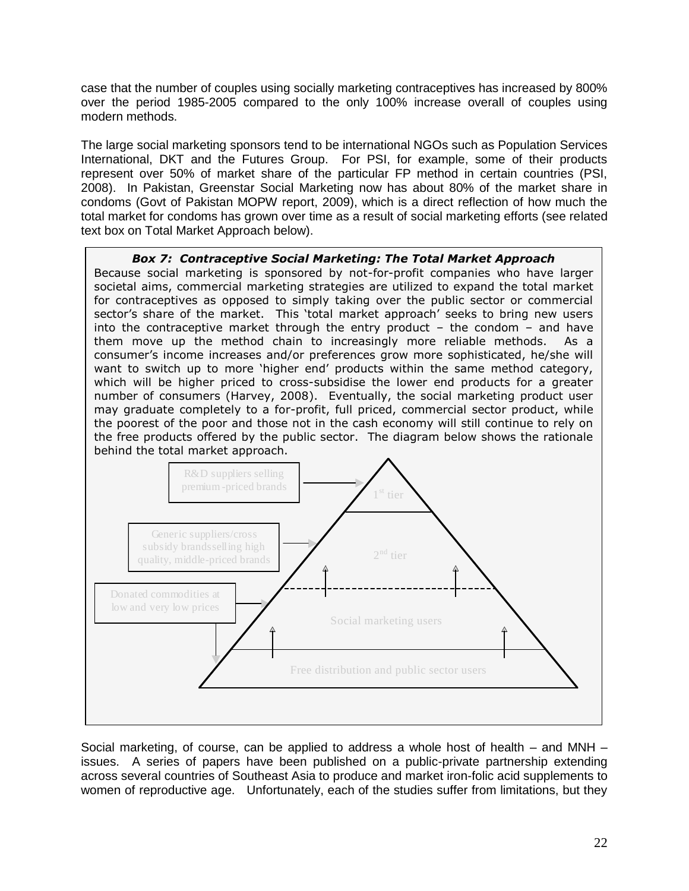case that the number of couples using socially marketing contraceptives has increased by 800% over the period 1985-2005 compared to the only 100% increase overall of couples using modern methods.

The large social marketing sponsors tend to be international NGOs such as Population Services International, DKT and the Futures Group. For PSI, for example, some of their products represent over 50% of market share of the particular FP method in certain countries (PSI, 2008). In Pakistan, Greenstar Social Marketing now has about 80% of the market share in condoms (Govt of Pakistan MOPW report, 2009), which is a direct reflection of how much the total market for condoms has grown over time as a result of social marketing efforts (see related text box on Total Market Approach below).

***Box 7: Contraceptive Social Marketing: The Total Market Approach***

Because social marketing is sponsored by not-for-profit companies who have larger societal aims, commercial marketing strategies are utilized to expand the total market for contraceptives as opposed to simply taking over the public sector or commercial sector's share of the market. This 'total market approach' seeks to bring new users into the contraceptive market through the entry product – the condom – and have them move up the method chain to increasingly more reliable methods. As a consumer's income increases and/or preferences grow more sophisticated, he/she will want to switch up to more 'higher end' products within the same method category, which will be higher priced to cross-subsidise the lower end products for a greater number of consumers (Harvey, 2008). Eventually, the social marketing product user may graduate completely to a for-profit, full priced, commercial sector product, while the poorest of the poor and those not in the cash economy will still continue to rely on the free products offered by the public sector. The diagram below shows the rationale behind the total market approach.

R&D suppliers selling premium-priced brands → 1st tier

Generic suppliers/cross subsidy brandsselling high quality, middle-priced brands → 2nd tier

Donated commodities at low and very low prices → Social marketing users; Free distribution and public sector users

Social marketing, of course, can be applied to address a whole host of health – and MNH – issues. A series of papers have been published on a public-private partnership extending across several countries of Southeast Asia to produce and market iron-folic acid supplements to women of reproductive age. Unfortunately, each of the studies suffer from limitations, but they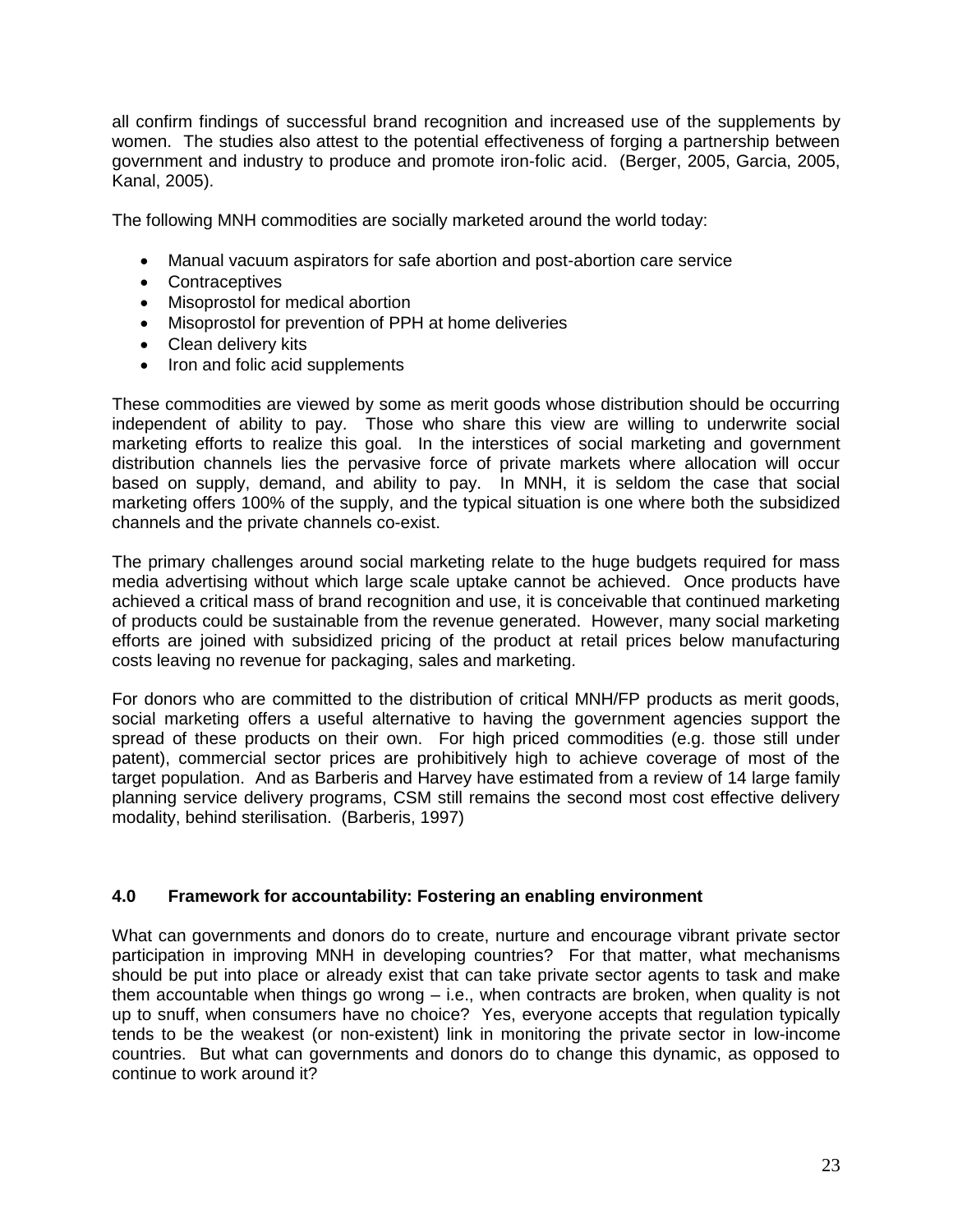all confirm findings of successful brand recognition and increased use of the supplements by women. The studies also attest to the potential effectiveness of forging a partnership between government and industry to produce and promote iron-folic acid. (Berger, 2005, Garcia, 2005, Kanal, 2005).

The following MNH commodities are socially marketed around the world today:

- Manual vacuum aspirators for safe abortion and post-abortion care service
- Contraceptives
- Misoprostol for medical abortion
- Misoprostol for prevention of PPH at home deliveries
- Clean delivery kits
- Iron and folic acid supplements

These commodities are viewed by some as merit goods whose distribution should be occurring independent of ability to pay. Those who share this view are willing to underwrite social marketing efforts to realize this goal. In the interstices of social marketing and government distribution channels lies the pervasive force of private markets where allocation will occur based on supply, demand, and ability to pay. In MNH, it is seldom the case that social marketing offers 100% of the supply, and the typical situation is one where both the subsidized channels and the private channels co-exist.

The primary challenges around social marketing relate to the huge budgets required for mass media advertising without which large scale uptake cannot be achieved. Once products have achieved a critical mass of brand recognition and use, it is conceivable that continued marketing of products could be sustainable from the revenue generated. However, many social marketing efforts are joined with subsidized pricing of the product at retail prices below manufacturing costs leaving no revenue for packaging, sales and marketing.

For donors who are committed to the distribution of critical MNH/FP products as merit goods, social marketing offers a useful alternative to having the government agencies support the spread of these products on their own. For high priced commodities (e.g. those still under patent), commercial sector prices are prohibitively high to achieve coverage of most of the target population. And as Barberis and Harvey have estimated from a review of 14 large family planning service delivery programs, CSM still remains the second most cost effective delivery modality, behind sterilisation. (Barberis, 1997)

## 4.0 Framework for accountability: Fostering an enabling environment

What can governments and donors do to create, nurture and encourage vibrant private sector participation in improving MNH in developing countries? For that matter, what mechanisms should be put into place or already exist that can take private sector agents to task and make them accountable when things go wrong – i.e., when contracts are broken, when quality is not up to snuff, when consumers have no choice? Yes, everyone accepts that regulation typically tends to be the weakest (or non-existent) link in monitoring the private sector in low-income countries. But what can governments and donors do to change this dynamic, as opposed to continue to work around it?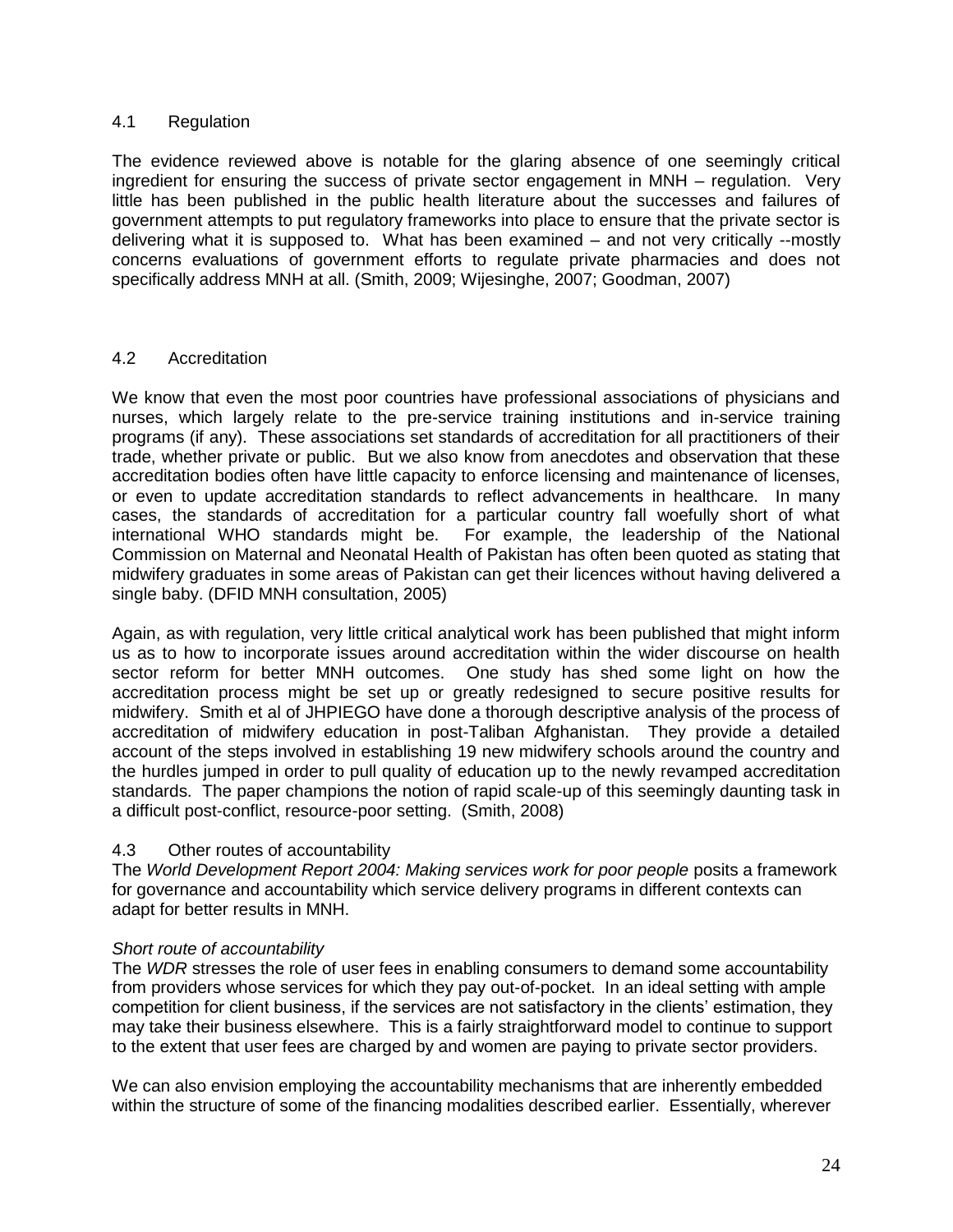## 4.1 Regulation

The evidence reviewed above is notable for the glaring absence of one seemingly critical ingredient for ensuring the success of private sector engagement in MNH – regulation. Very little has been published in the public health literature about the successes and failures of government attempts to put regulatory frameworks into place to ensure that the private sector is delivering what it is supposed to. What has been examined – and not very critically --mostly concerns evaluations of government efforts to regulate private pharmacies and does not specifically address MNH at all. (Smith, 2009; Wijesinghe, 2007; Goodman, 2007)

## 4.2 Accreditation

We know that even the most poor countries have professional associations of physicians and nurses, which largely relate to the pre-service training institutions and in-service training programs (if any). These associations set standards of accreditation for all practitioners of their trade, whether private or public. But we also know from anecdotes and observation that these accreditation bodies often have little capacity to enforce licensing and maintenance of licenses, or even to update accreditation standards to reflect advancements in healthcare. In many cases, the standards of accreditation for a particular country fall woefully short of what international WHO standards might be. For example, the leadership of the National Commission on Maternal and Neonatal Health of Pakistan has often been quoted as stating that midwifery graduates in some areas of Pakistan can get their licences without having delivered a single baby. (DFID MNH consultation, 2005)

Again, as with regulation, very little critical analytical work has been published that might inform us as to how to incorporate issues around accreditation within the wider discourse on health sector reform for better MNH outcomes. One study has shed some light on how the accreditation process might be set up or greatly redesigned to secure positive results for midwifery. Smith et al of JHPIEGO have done a thorough descriptive analysis of the process of accreditation of midwifery education in post-Taliban Afghanistan. They provide a detailed account of the steps involved in establishing 19 new midwifery schools around the country and the hurdles jumped in order to pull quality of education up to the newly revamped accreditation standards. The paper champions the notion of rapid scale-up of this seemingly daunting task in a difficult post-conflict, resource-poor setting. (Smith, 2008)

## 4.3 Other routes of accountability

The *World Development Report 2004: Making services work for poor people* posits a framework for governance and accountability which service delivery programs in different contexts can adapt for better results in MNH.

*Short route of accountability*

The *WDR* stresses the role of user fees in enabling consumers to demand some accountability from providers whose services for which they pay out-of-pocket. In an ideal setting with ample competition for client business, if the services are not satisfactory in the clients' estimation, they may take their business elsewhere. This is a fairly straightforward model to continue to support to the extent that user fees are charged by and women are paying to private sector providers.

We can also envision employing the accountability mechanisms that are inherently embedded within the structure of some of the financing modalities described earlier. Essentially, wherever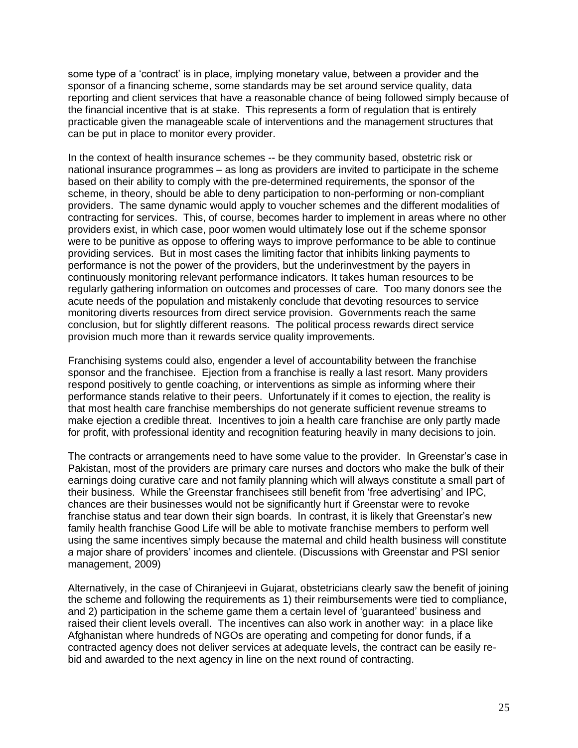some type of a 'contract' is in place, implying monetary value, between a provider and the sponsor of a financing scheme, some standards may be set around service quality, data reporting and client services that have a reasonable chance of being followed simply because of the financial incentive that is at stake. This represents a form of regulation that is entirely practicable given the manageable scale of interventions and the management structures that can be put in place to monitor every provider.

In the context of health insurance schemes -- be they community based, obstetric risk or national insurance programmes – as long as providers are invited to participate in the scheme based on their ability to comply with the pre-determined requirements, the sponsor of the scheme, in theory, should be able to deny participation to non-performing or non-compliant providers. The same dynamic would apply to voucher schemes and the different modalities of contracting for services. This, of course, becomes harder to implement in areas where no other providers exist, in which case, poor women would ultimately lose out if the scheme sponsor were to be punitive as oppose to offering ways to improve performance to be able to continue providing services. But in most cases the limiting factor that inhibits linking payments to performance is not the power of the providers, but the underinvestment by the payers in continuously monitoring relevant performance indicators. It takes human resources to be regularly gathering information on outcomes and processes of care. Too many donors see the acute needs of the population and mistakenly conclude that devoting resources to service monitoring diverts resources from direct service provision. Governments reach the same conclusion, but for slightly different reasons. The political process rewards direct service provision much more than it rewards service quality improvements.

Franchising systems could also, engender a level of accountability between the franchise sponsor and the franchisee. Ejection from a franchise is really a last resort. Many providers respond positively to gentle coaching, or interventions as simple as informing where their performance stands relative to their peers. Unfortunately if it comes to ejection, the reality is that most health care franchise memberships do not generate sufficient revenue streams to make ejection a credible threat. Incentives to join a health care franchise are only partly made for profit, with professional identity and recognition featuring heavily in many decisions to join.

The contracts or arrangements need to have some value to the provider. In Greenstar's case in Pakistan, most of the providers are primary care nurses and doctors who make the bulk of their earnings doing curative care and not family planning which will always constitute a small part of their business. While the Greenstar franchisees still benefit from 'free advertising' and IPC, chances are their businesses would not be significantly hurt if Greenstar were to revoke franchise status and tear down their sign boards. In contrast, it is likely that Greenstar's new family health franchise Good Life will be able to motivate franchise members to perform well using the same incentives simply because the maternal and child health business will constitute a major share of providers' incomes and clientele. (Discussions with Greenstar and PSI senior management, 2009)

Alternatively, in the case of Chiranjeevi in Gujarat, obstetricians clearly saw the benefit of joining the scheme and following the requirements as 1) their reimbursements were tied to compliance, and 2) participation in the scheme game them a certain level of 'guaranteed' business and raised their client levels overall. The incentives can also work in another way: in a place like Afghanistan where hundreds of NGOs are operating and competing for donor funds, if a contracted agency does not deliver services at adequate levels, the contract can be easily re-bid and awarded to the next agency in line on the next round of contracting.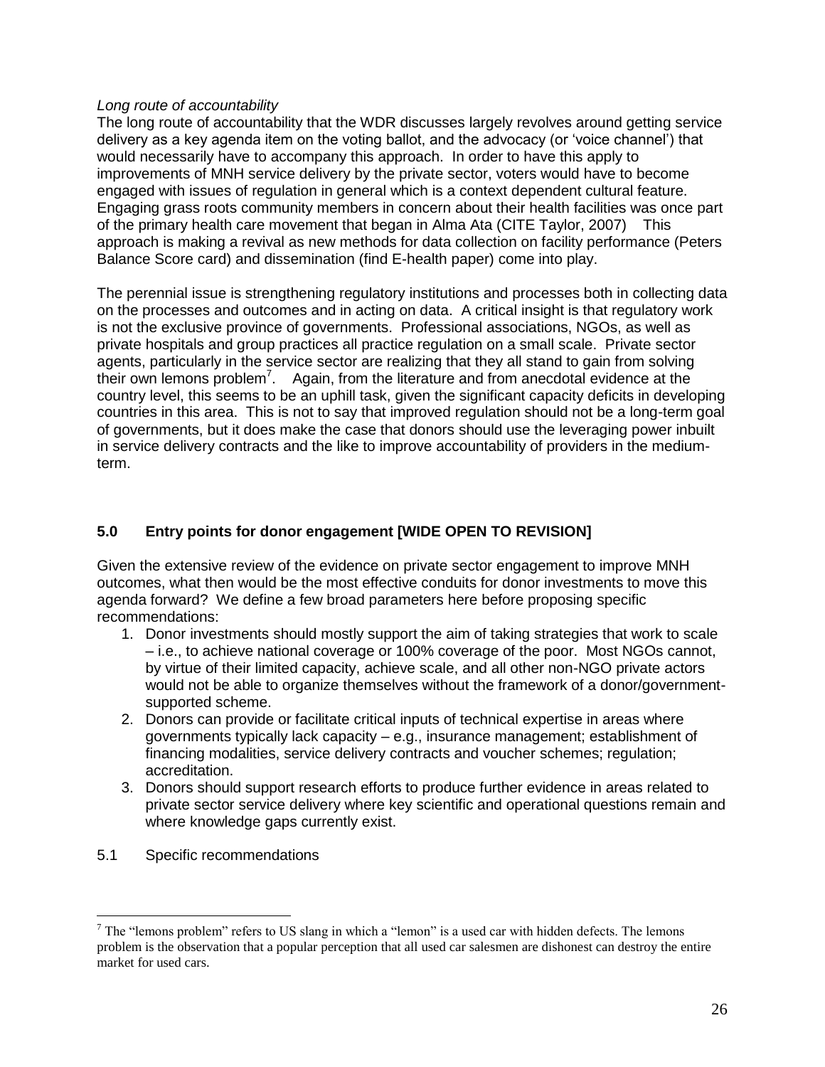*Long route of accountability*

The long route of accountability that the WDR discusses largely revolves around getting service delivery as a key agenda item on the voting ballot, and the advocacy (or 'voice channel') that would necessarily have to accompany this approach. In order to have this apply to improvements of MNH service delivery by the private sector, voters would have to become engaged with issues of regulation in general which is a context dependent cultural feature. Engaging grass roots community members in concern about their health facilities was once part of the primary health care movement that began in Alma Ata (CITE Taylor, 2007) This approach is making a revival as new methods for data collection on facility performance (Peters Balance Score card) and dissemination (find E-health paper) come into play.

The perennial issue is strengthening regulatory institutions and processes both in collecting data on the processes and outcomes and in acting on data. A critical insight is that regulatory work is not the exclusive province of governments. Professional associations, NGOs, as well as private hospitals and group practices all practice regulation on a small scale. Private sector agents, particularly in the service sector are realizing that they all stand to gain from solving their own lemons problem[7]. Again, from the literature and from anecdotal evidence at the country level, this seems to be an uphill task, given the significant capacity deficits in developing countries in this area. This is not to say that improved regulation should not be a long-term goal of governments, but it does make the case that donors should use the leveraging power inbuilt in service delivery contracts and the like to improve accountability of providers in the medium-term.

## 5.0 Entry points for donor engagement [WIDE OPEN TO REVISION]

Given the extensive review of the evidence on private sector engagement to improve MNH outcomes, what then would be the most effective conduits for donor investments to move this agenda forward? We define a few broad parameters here before proposing specific recommendations:

1. Donor investments should mostly support the aim of taking strategies that work to scale – i.e., to achieve national coverage or 100% coverage of the poor. Most NGOs cannot, by virtue of their limited capacity, achieve scale, and all other non-NGO private actors would not be able to organize themselves without the framework of a donor/government-supported scheme.
2. Donors can provide or facilitate critical inputs of technical expertise in areas where governments typically lack capacity – e.g., insurance management; establishment of financing modalities, service delivery contracts and voucher schemes; regulation; accreditation.
3. Donors should support research efforts to produce further evidence in areas related to private sector service delivery where key scientific and operational questions remain and where knowledge gaps currently exist.

5.1 Specific recommendations

---

[7] The "lemons problem" refers to US slang in which a "lemon" is a used car with hidden defects. The lemons problem is the observation that a popular perception that all used car salesmen are dishonest can destroy the entire market for used cars.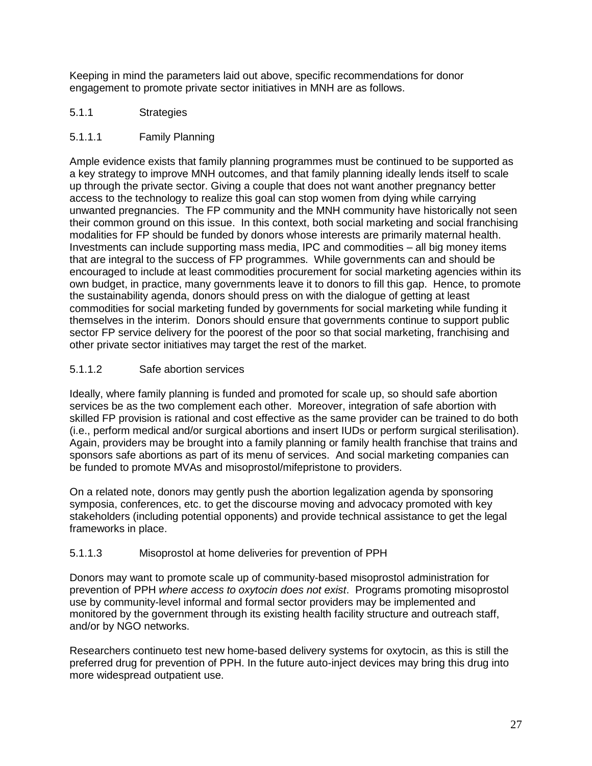Keeping in mind the parameters laid out above, specific recommendations for donor engagement to promote private sector initiatives in MNH are as follows.

### 5.1.1 Strategies

#### 5.1.1.1 Family Planning

Ample evidence exists that family planning programmes must be continued to be supported as a key strategy to improve MNH outcomes, and that family planning ideally lends itself to scale up through the private sector. Giving a couple that does not want another pregnancy better access to the technology to realize this goal can stop women from dying while carrying unwanted pregnancies. The FP community and the MNH community have historically not seen their common ground on this issue. In this context, both social marketing and social franchising modalities for FP should be funded by donors whose interests are primarily maternal health. Investments can include supporting mass media, IPC and commodities – all big money items that are integral to the success of FP programmes. While governments can and should be encouraged to include at least commodities procurement for social marketing agencies within its own budget, in practice, many governments leave it to donors to fill this gap. Hence, to promote the sustainability agenda, donors should press on with the dialogue of getting at least commodities for social marketing funded by governments for social marketing while funding it themselves in the interim. Donors should ensure that governments continue to support public sector FP service delivery for the poorest of the poor so that social marketing, franchising and other private sector initiatives may target the rest of the market.

#### 5.1.1.2 Safe abortion services

Ideally, where family planning is funded and promoted for scale up, so should safe abortion services be as the two complement each other. Moreover, integration of safe abortion with skilled FP provision is rational and cost effective as the same provider can be trained to do both (i.e., perform medical and/or surgical abortions and insert IUDs or perform surgical sterilisation). Again, providers may be brought into a family planning or family health franchise that trains and sponsors safe abortions as part of its menu of services. And social marketing companies can be funded to promote MVAs and misoprostol/mifepristone to providers.

On a related note, donors may gently push the abortion legalization agenda by sponsoring symposia, conferences, etc. to get the discourse moving and advocacy promoted with key stakeholders (including potential opponents) and provide technical assistance to get the legal frameworks in place.

#### 5.1.1.3 Misoprostol at home deliveries for prevention of PPH

Donors may want to promote scale up of community-based misoprostol administration for prevention of PPH *where access to oxytocin does not exist*. Programs promoting misoprostol use by community-level informal and formal sector providers may be implemented and monitored by the government through its existing health facility structure and outreach staff, and/or by NGO networks.

Researchers continueto test new home-based delivery systems for oxytocin, as this is still the preferred drug for prevention of PPH. In the future auto-inject devices may bring this drug into more widespread outpatient use.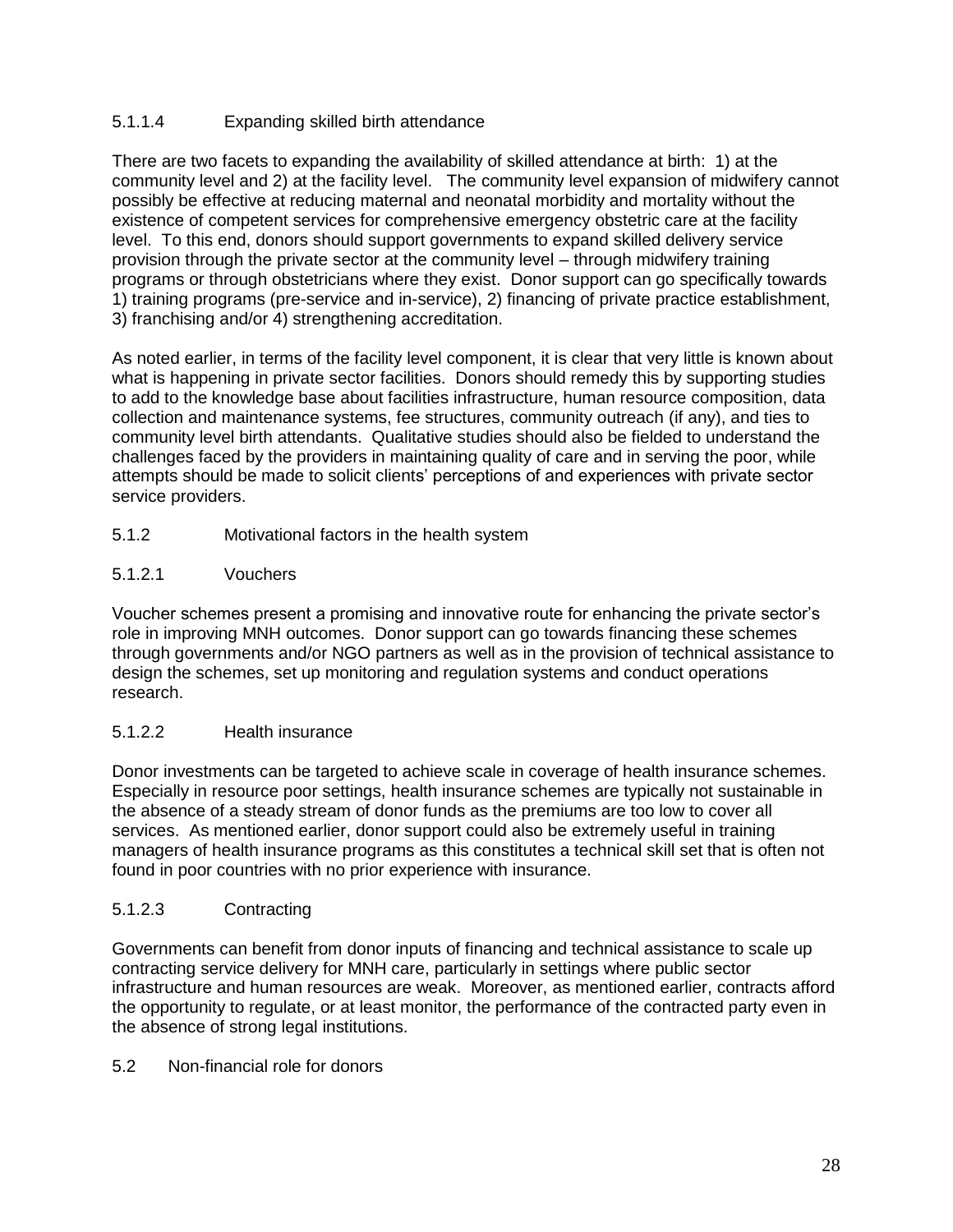#### 5.1.1.4 Expanding skilled birth attendance

There are two facets to expanding the availability of skilled attendance at birth: 1) at the community level and 2) at the facility level. The community level expansion of midwifery cannot possibly be effective at reducing maternal and neonatal morbidity and mortality without the existence of competent services for comprehensive emergency obstetric care at the facility level. To this end, donors should support governments to expand skilled delivery service provision through the private sector at the community level – through midwifery training programs or through obstetricians where they exist. Donor support can go specifically towards 1) training programs (pre-service and in-service), 2) financing of private practice establishment, 3) franchising and/or 4) strengthening accreditation.

As noted earlier, in terms of the facility level component, it is clear that very little is known about what is happening in private sector facilities. Donors should remedy this by supporting studies to add to the knowledge base about facilities infrastructure, human resource composition, data collection and maintenance systems, fee structures, community outreach (if any), and ties to community level birth attendants. Qualitative studies should also be fielded to understand the challenges faced by the providers in maintaining quality of care and in serving the poor, while attempts should be made to solicit clients' perceptions of and experiences with private sector service providers.

### 5.1.2 Motivational factors in the health system

#### 5.1.2.1 Vouchers

Voucher schemes present a promising and innovative route for enhancing the private sector's role in improving MNH outcomes. Donor support can go towards financing these schemes through governments and/or NGO partners as well as in the provision of technical assistance to design the schemes, set up monitoring and regulation systems and conduct operations research.

#### 5.1.2.2 Health insurance

Donor investments can be targeted to achieve scale in coverage of health insurance schemes. Especially in resource poor settings, health insurance schemes are typically not sustainable in the absence of a steady stream of donor funds as the premiums are too low to cover all services. As mentioned earlier, donor support could also be extremely useful in training managers of health insurance programs as this constitutes a technical skill set that is often not found in poor countries with no prior experience with insurance.

#### 5.1.2.3 Contracting

Governments can benefit from donor inputs of financing and technical assistance to scale up contracting service delivery for MNH care, particularly in settings where public sector infrastructure and human resources are weak. Moreover, as mentioned earlier, contracts afford the opportunity to regulate, or at least monitor, the performance of the contracted party even in the absence of strong legal institutions.

## 5.2 Non-financial role for donors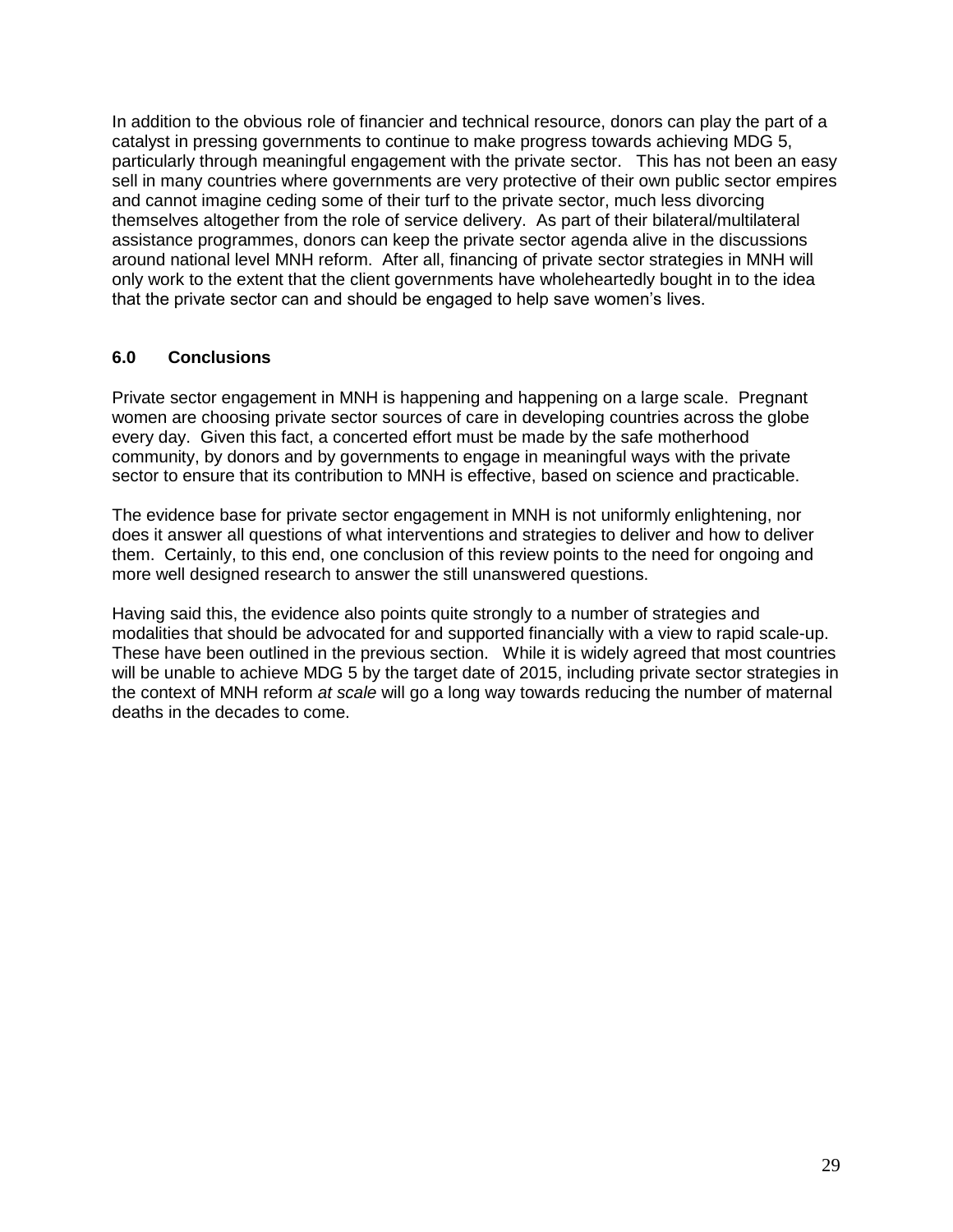In addition to the obvious role of financier and technical resource, donors can play the part of a catalyst in pressing governments to continue to make progress towards achieving MDG 5, particularly through meaningful engagement with the private sector. This has not been an easy sell in many countries where governments are very protective of their own public sector empires and cannot imagine ceding some of their turf to the private sector, much less divorcing themselves altogether from the role of service delivery. As part of their bilateral/multilateral assistance programmes, donors can keep the private sector agenda alive in the discussions around national level MNH reform. After all, financing of private sector strategies in MNH will only work to the extent that the client governments have wholeheartedly bought in to the idea that the private sector can and should be engaged to help save women's lives.

## 6.0 Conclusions

Private sector engagement in MNH is happening and happening on a large scale. Pregnant women are choosing private sector sources of care in developing countries across the globe every day. Given this fact, a concerted effort must be made by the safe motherhood community, by donors and by governments to engage in meaningful ways with the private sector to ensure that its contribution to MNH is effective, based on science and practicable.

The evidence base for private sector engagement in MNH is not uniformly enlightening, nor does it answer all questions of what interventions and strategies to deliver and how to deliver them. Certainly, to this end, one conclusion of this review points to the need for ongoing and more well designed research to answer the still unanswered questions.

Having said this, the evidence also points quite strongly to a number of strategies and modalities that should be advocated for and supported financially with a view to rapid scale-up. These have been outlined in the previous section. While it is widely agreed that most countries will be unable to achieve MDG 5 by the target date of 2015, including private sector strategies in the context of MNH reform *at scale* will go a long way towards reducing the number of maternal deaths in the decades to come.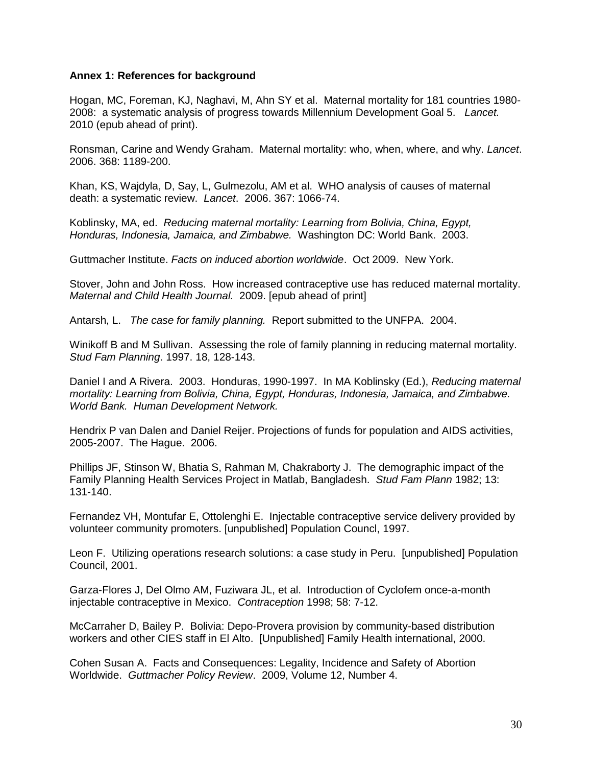**Annex 1: References for background**

Hogan, MC, Foreman, KJ, Naghavi, M, Ahn SY et al. Maternal mortality for 181 countries 1980-2008: a systematic analysis of progress towards Millennium Development Goal 5. *Lancet.* 2010 (epub ahead of print).

Ronsman, Carine and Wendy Graham. Maternal mortality: who, when, where, and why. *Lancet*. 2006. 368: 1189-200.

Khan, KS, Wajdyla, D, Say, L, Gulmezolu, AM et al. WHO analysis of causes of maternal death: a systematic review. *Lancet*. 2006. 367: 1066-74.

Koblinsky, MA, ed. *Reducing maternal mortality: Learning from Bolivia, China, Egypt, Honduras, Indonesia, Jamaica, and Zimbabwe.* Washington DC: World Bank. 2003.

Guttmacher Institute. *Facts on induced abortion worldwide*. Oct 2009. New York.

Stover, John and John Ross. How increased contraceptive use has reduced maternal mortality. *Maternal and Child Health Journal.* 2009. [epub ahead of print]

Antarsh, L. *The case for family planning.* Report submitted to the UNFPA. 2004.

Winikoff B and M Sullivan. Assessing the role of family planning in reducing maternal mortality. *Stud Fam Planning*. 1997. 18, 128-143.

Daniel I and A Rivera. 2003. Honduras, 1990-1997. In MA Koblinsky (Ed.), *Reducing maternal mortality: Learning from Bolivia, China, Egypt, Honduras, Indonesia, Jamaica, and Zimbabwe. World Bank. Human Development Network.*

Hendrix P van Dalen and Daniel Reijer. Projections of funds for population and AIDS activities, 2005-2007. The Hague. 2006.

Phillips JF, Stinson W, Bhatia S, Rahman M, Chakraborty J. The demographic impact of the Family Planning Health Services Project in Matlab, Bangladesh. *Stud Fam Plann* 1982; 13: 131-140.

Fernandez VH, Montufar E, Ottolenghi E. Injectable contraceptive service delivery provided by volunteer community promoters. [unpublished] Population Councl, 1997.

Leon F. Utilizing operations research solutions: a case study in Peru. [unpublished] Population Council, 2001.

Garza-Flores J, Del Olmo AM, Fuziwara JL, et al. Introduction of Cyclofem once-a-month injectable contraceptive in Mexico. *Contraception* 1998; 58: 7-12.

McCarraher D, Bailey P. Bolivia: Depo-Provera provision by community-based distribution workers and other CIES staff in El Alto. [Unpublished] Family Health international, 2000.

Cohen Susan A. Facts and Consequences: Legality, Incidence and Safety of Abortion Worldwide. *Guttmacher Policy Review*. 2009, Volume 12, Number 4.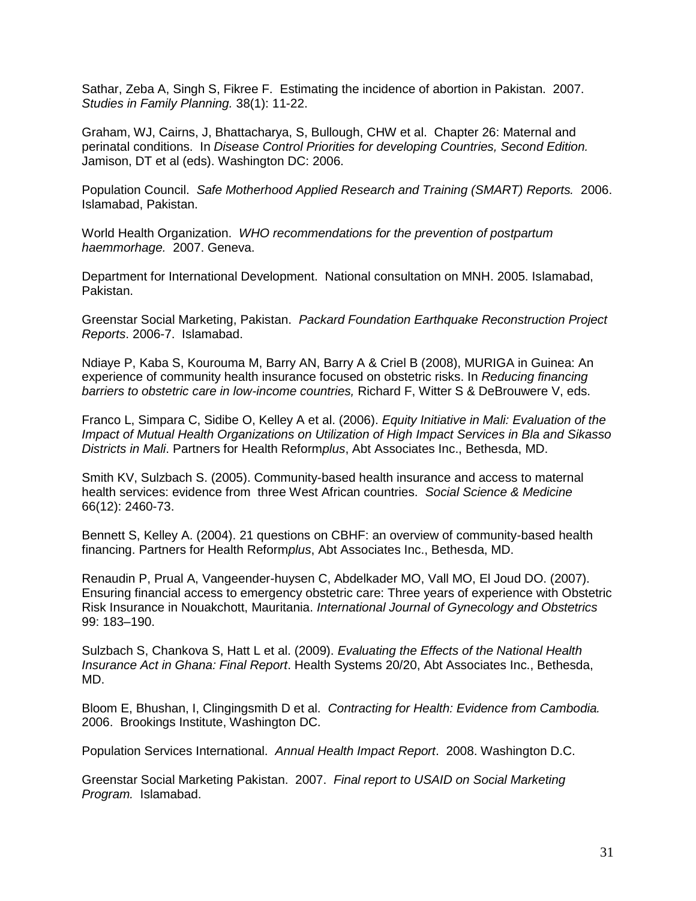Sathar, Zeba A, Singh S, Fikree F. Estimating the incidence of abortion in Pakistan. 2007. *Studies in Family Planning.* 38(1): 11-22.

Graham, WJ, Cairns, J, Bhattacharya, S, Bullough, CHW et al. Chapter 26: Maternal and perinatal conditions. In *Disease Control Priorities for developing Countries, Second Edition.* Jamison, DT et al (eds). Washington DC: 2006.

Population Council. *Safe Motherhood Applied Research and Training (SMART) Reports.* 2006. Islamabad, Pakistan.

World Health Organization. *WHO recommendations for the prevention of postpartum haemmorhage.* 2007. Geneva.

Department for International Development. National consultation on MNH. 2005. Islamabad, Pakistan.

Greenstar Social Marketing, Pakistan. *Packard Foundation Earthquake Reconstruction Project Reports*. 2006-7. Islamabad.

Ndiaye P, Kaba S, Kourouma M, Barry AN, Barry A & Criel B (2008), MURIGA in Guinea: An experience of community health insurance focused on obstetric risks. In *Reducing financing barriers to obstetric care in low-income countries,* Richard F, Witter S & DeBrouwere V, eds.

Franco L, Simpara C, Sidibe O, Kelley A et al. (2006). *Equity Initiative in Mali: Evaluation of the Impact of Mutual Health Organizations on Utilization of High Impact Services in Bla and Sikasso Districts in Mali*. Partners for Health Reform*plus*, Abt Associates Inc., Bethesda, MD.

Smith KV, Sulzbach S. (2005). Community-based health insurance and access to maternal health services: evidence from three West African countries. *Social Science & Medicine* 66(12): 2460-73.

Bennett S, Kelley A. (2004). 21 questions on CBHF: an overview of community-based health financing. Partners for Health Reform*plus*, Abt Associates Inc., Bethesda, MD.

Renaudin P, Prual A, Vangeender-huysen C, Abdelkader MO, Vall MO, El Joud DO. (2007). Ensuring financial access to emergency obstetric care: Three years of experience with Obstetric Risk Insurance in Nouakchott, Mauritania. *International Journal of Gynecology and Obstetrics* 99: 183–190.

Sulzbach S, Chankova S, Hatt L et al. (2009). *Evaluating the Effects of the National Health Insurance Act in Ghana: Final Report*. Health Systems 20/20, Abt Associates Inc., Bethesda, MD.

Bloom E, Bhushan, I, Clingingsmith D et al. *Contracting for Health: Evidence from Cambodia.* 2006. Brookings Institute, Washington DC.

Population Services International. *Annual Health Impact Report*. 2008. Washington D.C.

Greenstar Social Marketing Pakistan. 2007. *Final report to USAID on Social Marketing Program.* Islamabad.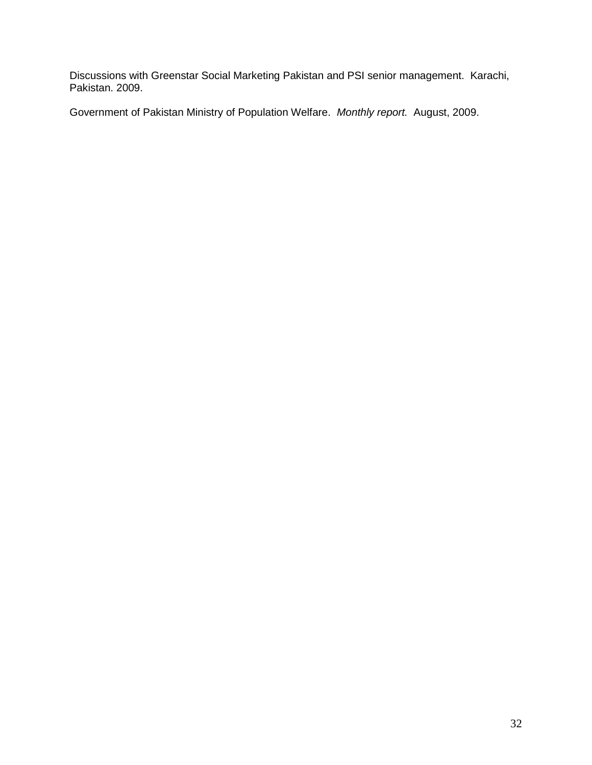Discussions with Greenstar Social Marketing Pakistan and PSI senior management. Karachi, Pakistan. 2009.

Government of Pakistan Ministry of Population Welfare. *Monthly report.* August, 2009.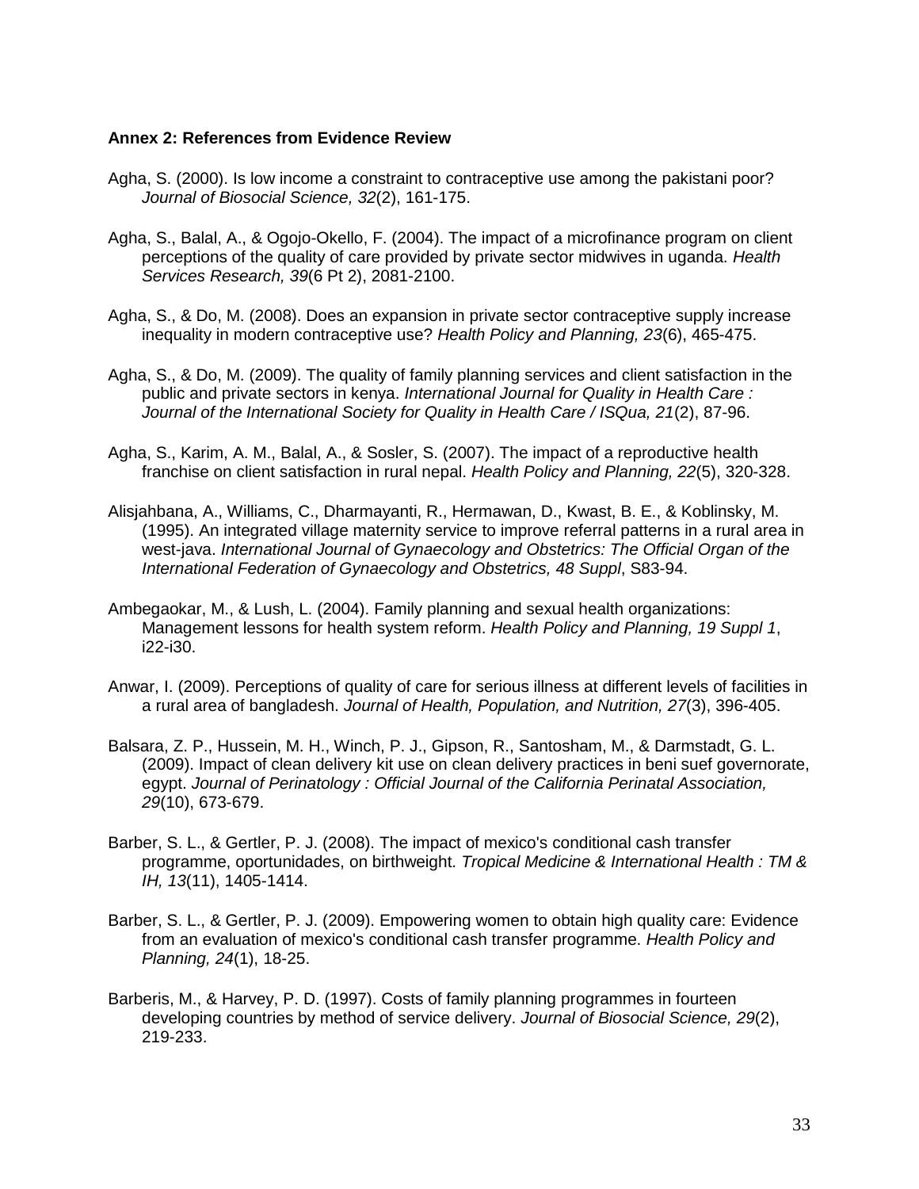**Annex 2: References from Evidence Review**

Agha, S. (2000). Is low income a constraint to contraceptive use among the pakistani poor? *Journal of Biosocial Science, 32*(2), 161-175.

Agha, S., Balal, A., & Ogojo-Okello, F. (2004). The impact of a microfinance program on client perceptions of the quality of care provided by private sector midwives in uganda. *Health Services Research, 39*(6 Pt 2), 2081-2100.

Agha, S., & Do, M. (2008). Does an expansion in private sector contraceptive supply increase inequality in modern contraceptive use? *Health Policy and Planning, 23*(6), 465-475.

Agha, S., & Do, M. (2009). The quality of family planning services and client satisfaction in the public and private sectors in kenya. *International Journal for Quality in Health Care : Journal of the International Society for Quality in Health Care / ISQua, 21*(2), 87-96.

Agha, S., Karim, A. M., Balal, A., & Sosler, S. (2007). The impact of a reproductive health franchise on client satisfaction in rural nepal. *Health Policy and Planning, 22*(5), 320-328.

Alisjahbana, A., Williams, C., Dharmayanti, R., Hermawan, D., Kwast, B. E., & Koblinsky, M. (1995). An integrated village maternity service to improve referral patterns in a rural area in west-java. *International Journal of Gynaecology and Obstetrics: The Official Organ of the International Federation of Gynaecology and Obstetrics, 48 Suppl*, S83-94.

Ambegaokar, M., & Lush, L. (2004). Family planning and sexual health organizations: Management lessons for health system reform. *Health Policy and Planning, 19 Suppl 1*, i22-i30.

Anwar, I. (2009). Perceptions of quality of care for serious illness at different levels of facilities in a rural area of bangladesh. *Journal of Health, Population, and Nutrition, 27*(3), 396-405.

Balsara, Z. P., Hussein, M. H., Winch, P. J., Gipson, R., Santosham, M., & Darmstadt, G. L. (2009). Impact of clean delivery kit use on clean delivery practices in beni suef governorate, egypt. *Journal of Perinatology : Official Journal of the California Perinatal Association, 29*(10), 673-679.

Barber, S. L., & Gertler, P. J. (2008). The impact of mexico's conditional cash transfer programme, oportunidades, on birthweight. *Tropical Medicine & International Health : TM & IH, 13*(11), 1405-1414.

Barber, S. L., & Gertler, P. J. (2009). Empowering women to obtain high quality care: Evidence from an evaluation of mexico's conditional cash transfer programme. *Health Policy and Planning, 24*(1), 18-25.

Barberis, M., & Harvey, P. D. (1997). Costs of family planning programmes in fourteen developing countries by method of service delivery. *Journal of Biosocial Science, 29*(2), 219-233.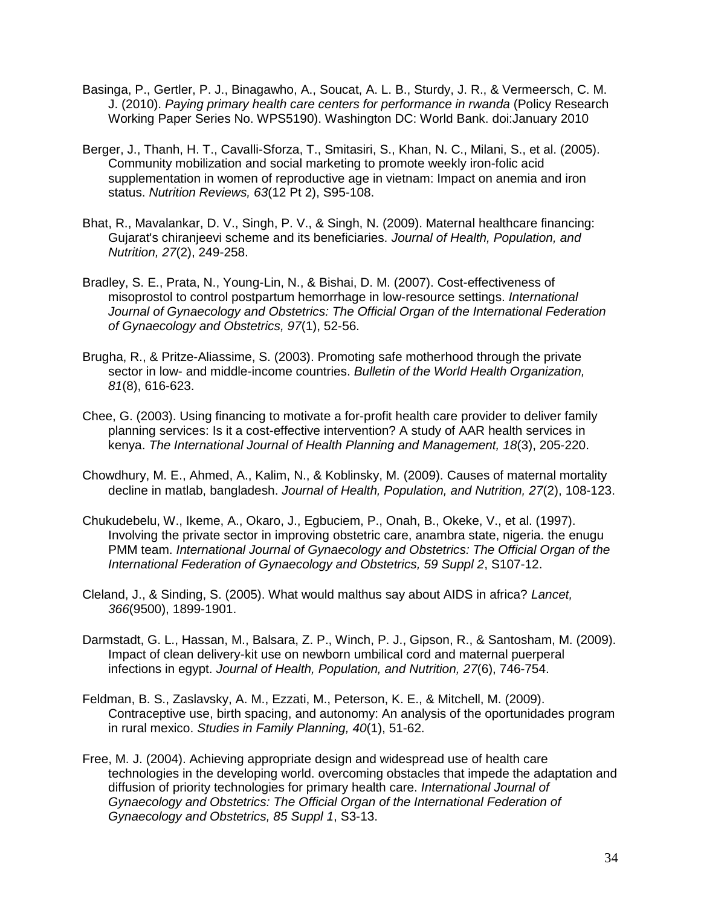Basinga, P., Gertler, P. J., Binagawho, A., Soucat, A. L. B., Sturdy, J. R., & Vermeersch, C. M. J. (2010). *Paying primary health care centers for performance in rwanda* (Policy Research Working Paper Series No. WPS5190). Washington DC: World Bank. doi:January 2010

Berger, J., Thanh, H. T., Cavalli-Sforza, T., Smitasiri, S., Khan, N. C., Milani, S., et al. (2005). Community mobilization and social marketing to promote weekly iron-folic acid supplementation in women of reproductive age in vietnam: Impact on anemia and iron status. *Nutrition Reviews, 63*(12 Pt 2), S95-108.

Bhat, R., Mavalankar, D. V., Singh, P. V., & Singh, N. (2009). Maternal healthcare financing: Gujarat's chiranjeevi scheme and its beneficiaries. *Journal of Health, Population, and Nutrition, 27*(2), 249-258.

Bradley, S. E., Prata, N., Young-Lin, N., & Bishai, D. M. (2007). Cost-effectiveness of misoprostol to control postpartum hemorrhage in low-resource settings. *International Journal of Gynaecology and Obstetrics: The Official Organ of the International Federation of Gynaecology and Obstetrics, 97*(1), 52-56.

Brugha, R., & Pritze-Aliassime, S. (2003). Promoting safe motherhood through the private sector in low- and middle-income countries. *Bulletin of the World Health Organization, 81*(8), 616-623.

Chee, G. (2003). Using financing to motivate a for-profit health care provider to deliver family planning services: Is it a cost-effective intervention? A study of AAR health services in kenya. *The International Journal of Health Planning and Management, 18*(3), 205-220.

Chowdhury, M. E., Ahmed, A., Kalim, N., & Koblinsky, M. (2009). Causes of maternal mortality decline in matlab, bangladesh. *Journal of Health, Population, and Nutrition, 27*(2), 108-123.

Chukudebelu, W., Ikeme, A., Okaro, J., Egbuciem, P., Onah, B., Okeke, V., et al. (1997). Involving the private sector in improving obstetric care, anambra state, nigeria. the enugu PMM team. *International Journal of Gynaecology and Obstetrics: The Official Organ of the International Federation of Gynaecology and Obstetrics, 59 Suppl 2*, S107-12.

Cleland, J., & Sinding, S. (2005). What would malthus say about AIDS in africa? *Lancet, 366*(9500), 1899-1901.

Darmstadt, G. L., Hassan, M., Balsara, Z. P., Winch, P. J., Gipson, R., & Santosham, M. (2009). Impact of clean delivery-kit use on newborn umbilical cord and maternal puerperal infections in egypt. *Journal of Health, Population, and Nutrition, 27*(6), 746-754.

Feldman, B. S., Zaslavsky, A. M., Ezzati, M., Peterson, K. E., & Mitchell, M. (2009). Contraceptive use, birth spacing, and autonomy: An analysis of the oportunidades program in rural mexico. *Studies in Family Planning, 40*(1), 51-62.

Free, M. J. (2004). Achieving appropriate design and widespread use of health care technologies in the developing world. overcoming obstacles that impede the adaptation and diffusion of priority technologies for primary health care. *International Journal of Gynaecology and Obstetrics: The Official Organ of the International Federation of Gynaecology and Obstetrics, 85 Suppl 1*, S3-13.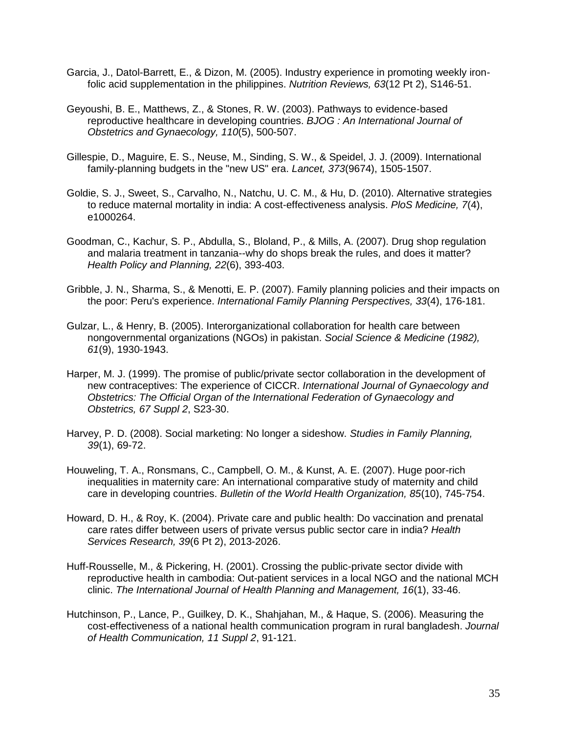Garcia, J., Datol-Barrett, E., & Dizon, M. (2005). Industry experience in promoting weekly iron-folic acid supplementation in the philippines. *Nutrition Reviews, 63*(12 Pt 2), S146-51.

Geyoushi, B. E., Matthews, Z., & Stones, R. W. (2003). Pathways to evidence-based reproductive healthcare in developing countries. *BJOG : An International Journal of Obstetrics and Gynaecology, 110*(5), 500-507.

Gillespie, D., Maguire, E. S., Neuse, M., Sinding, S. W., & Speidel, J. J. (2009). International family-planning budgets in the "new US" era. *Lancet, 373*(9674), 1505-1507.

Goldie, S. J., Sweet, S., Carvalho, N., Natchu, U. C. M., & Hu, D. (2010). Alternative strategies to reduce maternal mortality in india: A cost-effectiveness analysis. *PloS Medicine, 7*(4), e1000264.

Goodman, C., Kachur, S. P., Abdulla, S., Bloland, P., & Mills, A. (2007). Drug shop regulation and malaria treatment in tanzania--why do shops break the rules, and does it matter? *Health Policy and Planning, 22*(6), 393-403.

Gribble, J. N., Sharma, S., & Menotti, E. P. (2007). Family planning policies and their impacts on the poor: Peru's experience. *International Family Planning Perspectives, 33*(4), 176-181.

Gulzar, L., & Henry, B. (2005). Interorganizational collaboration for health care between nongovernmental organizations (NGOs) in pakistan. *Social Science & Medicine (1982), 61*(9), 1930-1943.

Harper, M. J. (1999). The promise of public/private sector collaboration in the development of new contraceptives: The experience of CICCR. *International Journal of Gynaecology and Obstetrics: The Official Organ of the International Federation of Gynaecology and Obstetrics, 67 Suppl 2*, S23-30.

Harvey, P. D. (2008). Social marketing: No longer a sideshow. *Studies in Family Planning, 39*(1), 69-72.

Houweling, T. A., Ronsmans, C., Campbell, O. M., & Kunst, A. E. (2007). Huge poor-rich inequalities in maternity care: An international comparative study of maternity and child care in developing countries. *Bulletin of the World Health Organization, 85*(10), 745-754.

Howard, D. H., & Roy, K. (2004). Private care and public health: Do vaccination and prenatal care rates differ between users of private versus public sector care in india? *Health Services Research, 39*(6 Pt 2), 2013-2026.

Huff-Rousselle, M., & Pickering, H. (2001). Crossing the public-private sector divide with reproductive health in cambodia: Out-patient services in a local NGO and the national MCH clinic. *The International Journal of Health Planning and Management, 16*(1), 33-46.

Hutchinson, P., Lance, P., Guilkey, D. K., Shahjahan, M., & Haque, S. (2006). Measuring the cost-effectiveness of a national health communication program in rural bangladesh. *Journal of Health Communication, 11 Suppl 2*, 91-121.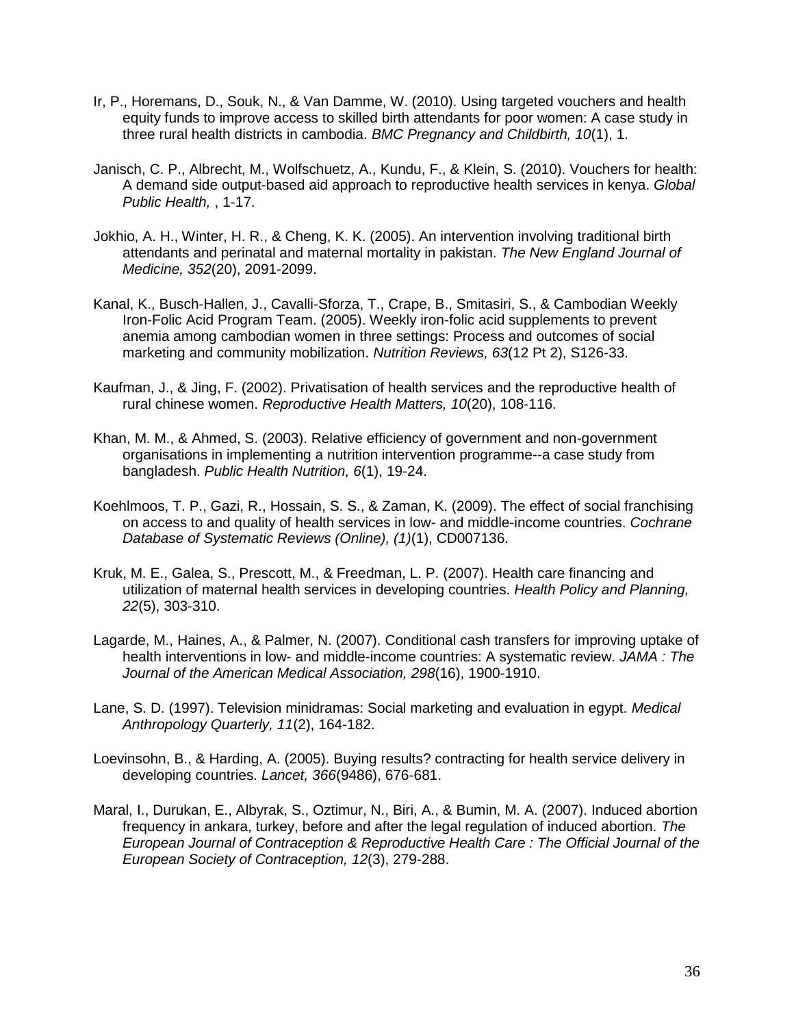Ir, P., Horemans, D., Souk, N., & Van Damme, W. (2010). Using targeted vouchers and health equity funds to improve access to skilled birth attendants for poor women: A case study in three rural health districts in cambodia. *BMC Pregnancy and Childbirth, 10*(1), 1.

Janisch, C. P., Albrecht, M., Wolfschuetz, A., Kundu, F., & Klein, S. (2010). Vouchers for health: A demand side output-based aid approach to reproductive health services in kenya. *Global Public Health,* , 1-17.

Jokhio, A. H., Winter, H. R., & Cheng, K. K. (2005). An intervention involving traditional birth attendants and perinatal and maternal mortality in pakistan. *The New England Journal of Medicine, 352*(20), 2091-2099.

Kanal, K., Busch-Hallen, J., Cavalli-Sforza, T., Crape, B., Smitasiri, S., & Cambodian Weekly Iron-Folic Acid Program Team. (2005). Weekly iron-folic acid supplements to prevent anemia among cambodian women in three settings: Process and outcomes of social marketing and community mobilization. *Nutrition Reviews, 63*(12 Pt 2), S126-33.

Kaufman, J., & Jing, F. (2002). Privatisation of health services and the reproductive health of rural chinese women. *Reproductive Health Matters, 10*(20), 108-116.

Khan, M. M., & Ahmed, S. (2003). Relative efficiency of government and non-government organisations in implementing a nutrition intervention programme--a case study from bangladesh. *Public Health Nutrition, 6*(1), 19-24.

Koehlmoos, T. P., Gazi, R., Hossain, S. S., & Zaman, K. (2009). The effect of social franchising on access to and quality of health services in low- and middle-income countries. *Cochrane Database of Systematic Reviews (Online), (1)*(1), CD007136.

Kruk, M. E., Galea, S., Prescott, M., & Freedman, L. P. (2007). Health care financing and utilization of maternal health services in developing countries. *Health Policy and Planning, 22*(5), 303-310.

Lagarde, M., Haines, A., & Palmer, N. (2007). Conditional cash transfers for improving uptake of health interventions in low- and middle-income countries: A systematic review. *JAMA : The Journal of the American Medical Association, 298*(16), 1900-1910.

Lane, S. D. (1997). Television minidramas: Social marketing and evaluation in egypt. *Medical Anthropology Quarterly, 11*(2), 164-182.

Loevinsohn, B., & Harding, A. (2005). Buying results? contracting for health service delivery in developing countries. *Lancet, 366*(9486), 676-681.

Maral, I., Durukan, E., Albyrak, S., Oztimur, N., Biri, A., & Bumin, M. A. (2007). Induced abortion frequency in ankara, turkey, before and after the legal regulation of induced abortion. *The European Journal of Contraception & Reproductive Health Care : The Official Journal of the European Society of Contraception, 12*(3), 279-288.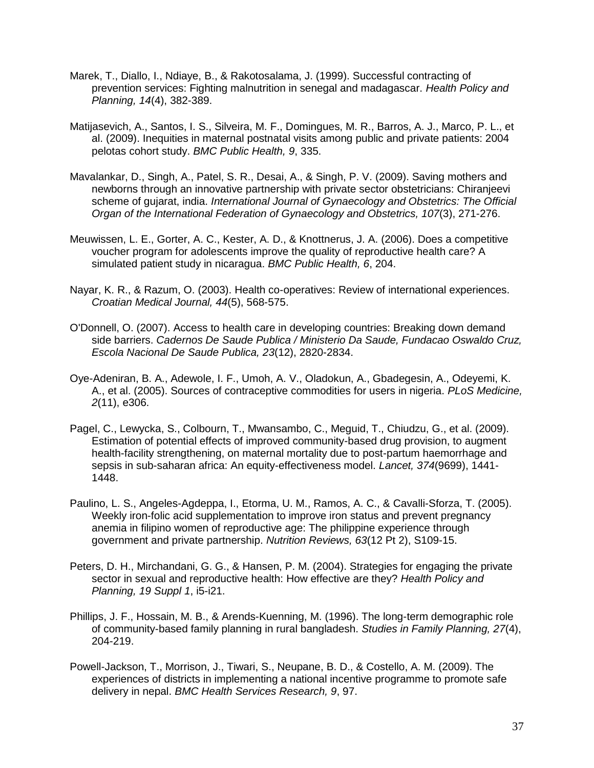Marek, T., Diallo, I., Ndiaye, B., & Rakotosalama, J. (1999). Successful contracting of prevention services: Fighting malnutrition in senegal and madagascar. *Health Policy and Planning, 14*(4), 382-389.

Matijasevich, A., Santos, I. S., Silveira, M. F., Domingues, M. R., Barros, A. J., Marco, P. L., et al. (2009). Inequities in maternal postnatal visits among public and private patients: 2004 pelotas cohort study. *BMC Public Health, 9*, 335.

Mavalankar, D., Singh, A., Patel, S. R., Desai, A., & Singh, P. V. (2009). Saving mothers and newborns through an innovative partnership with private sector obstetricians: Chiranjeevi scheme of gujarat, india. *International Journal of Gynaecology and Obstetrics: The Official Organ of the International Federation of Gynaecology and Obstetrics, 107*(3), 271-276.

Meuwissen, L. E., Gorter, A. C., Kester, A. D., & Knottnerus, J. A. (2006). Does a competitive voucher program for adolescents improve the quality of reproductive health care? A simulated patient study in nicaragua. *BMC Public Health, 6*, 204.

Nayar, K. R., & Razum, O. (2003). Health co-operatives: Review of international experiences. *Croatian Medical Journal, 44*(5), 568-575.

O'Donnell, O. (2007). Access to health care in developing countries: Breaking down demand side barriers. *Cadernos De Saude Publica / Ministerio Da Saude, Fundacao Oswaldo Cruz, Escola Nacional De Saude Publica, 23*(12), 2820-2834.

Oye-Adeniran, B. A., Adewole, I. F., Umoh, A. V., Oladokun, A., Gbadegesin, A., Odeyemi, K. A., et al. (2005). Sources of contraceptive commodities for users in nigeria. *PLoS Medicine, 2*(11), e306.

Pagel, C., Lewycka, S., Colbourn, T., Mwansambo, C., Meguid, T., Chiudzu, G., et al. (2009). Estimation of potential effects of improved community-based drug provision, to augment health-facility strengthening, on maternal mortality due to post-partum haemorrhage and sepsis in sub-saharan africa: An equity-effectiveness model. *Lancet, 374*(9699), 1441-1448.

Paulino, L. S., Angeles-Agdeppa, I., Etorma, U. M., Ramos, A. C., & Cavalli-Sforza, T. (2005). Weekly iron-folic acid supplementation to improve iron status and prevent pregnancy anemia in filipino women of reproductive age: The philippine experience through government and private partnership. *Nutrition Reviews, 63*(12 Pt 2), S109-15.

Peters, D. H., Mirchandani, G. G., & Hansen, P. M. (2004). Strategies for engaging the private sector in sexual and reproductive health: How effective are they? *Health Policy and Planning, 19 Suppl 1*, i5-i21.

Phillips, J. F., Hossain, M. B., & Arends-Kuenning, M. (1996). The long-term demographic role of community-based family planning in rural bangladesh. *Studies in Family Planning, 27*(4), 204-219.

Powell-Jackson, T., Morrison, J., Tiwari, S., Neupane, B. D., & Costello, A. M. (2009). The experiences of districts in implementing a national incentive programme to promote safe delivery in nepal. *BMC Health Services Research, 9*, 97.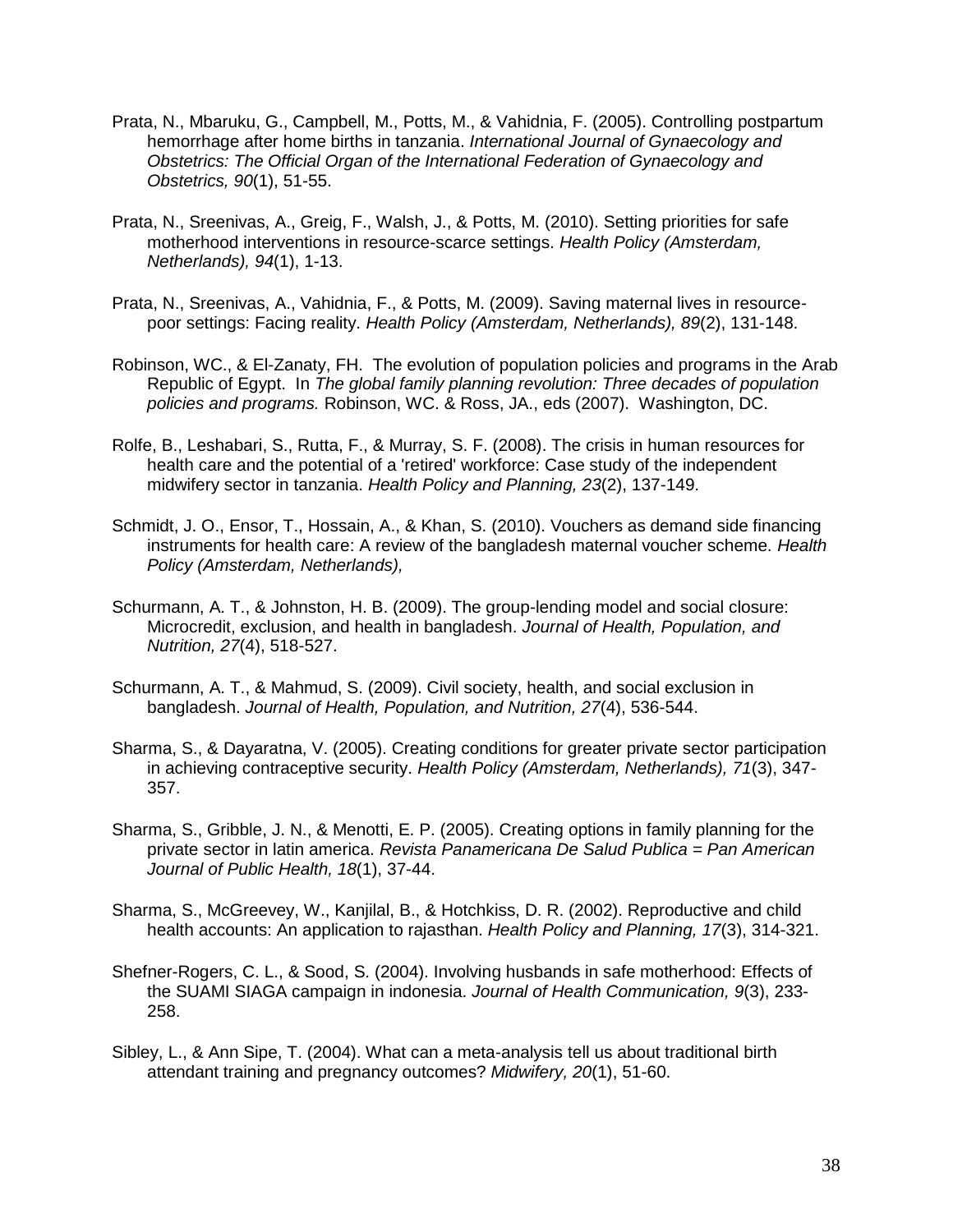Prata, N., Mbaruku, G., Campbell, M., Potts, M., & Vahidnia, F. (2005). Controlling postpartum hemorrhage after home births in tanzania. *International Journal of Gynaecology and Obstetrics: The Official Organ of the International Federation of Gynaecology and Obstetrics, 90*(1), 51-55.

Prata, N., Sreenivas, A., Greig, F., Walsh, J., & Potts, M. (2010). Setting priorities for safe motherhood interventions in resource-scarce settings. *Health Policy (Amsterdam, Netherlands), 94*(1), 1-13.

Prata, N., Sreenivas, A., Vahidnia, F., & Potts, M. (2009). Saving maternal lives in resource-poor settings: Facing reality. *Health Policy (Amsterdam, Netherlands), 89*(2), 131-148.

Robinson, WC., & El-Zanaty, FH. The evolution of population policies and programs in the Arab Republic of Egypt. In *The global family planning revolution: Three decades of population policies and programs.* Robinson, WC. & Ross, JA., eds (2007). Washington, DC.

Rolfe, B., Leshabari, S., Rutta, F., & Murray, S. F. (2008). The crisis in human resources for health care and the potential of a 'retired' workforce: Case study of the independent midwifery sector in tanzania. *Health Policy and Planning, 23*(2), 137-149.

Schmidt, J. O., Ensor, T., Hossain, A., & Khan, S. (2010). Vouchers as demand side financing instruments for health care: A review of the bangladesh maternal voucher scheme. *Health Policy (Amsterdam, Netherlands),*

Schurmann, A. T., & Johnston, H. B. (2009). The group-lending model and social closure: Microcredit, exclusion, and health in bangladesh. *Journal of Health, Population, and Nutrition, 27*(4), 518-527.

Schurmann, A. T., & Mahmud, S. (2009). Civil society, health, and social exclusion in bangladesh. *Journal of Health, Population, and Nutrition, 27*(4), 536-544.

Sharma, S., & Dayaratna, V. (2005). Creating conditions for greater private sector participation in achieving contraceptive security. *Health Policy (Amsterdam, Netherlands), 71*(3), 347-357.

Sharma, S., Gribble, J. N., & Menotti, E. P. (2005). Creating options in family planning for the private sector in latin america. *Revista Panamericana De Salud Publica = Pan American Journal of Public Health, 18*(1), 37-44.

Sharma, S., McGreevey, W., Kanjilal, B., & Hotchkiss, D. R. (2002). Reproductive and child health accounts: An application to rajasthan. *Health Policy and Planning, 17*(3), 314-321.

Shefner-Rogers, C. L., & Sood, S. (2004). Involving husbands in safe motherhood: Effects of the SUAMI SIAGA campaign in indonesia. *Journal of Health Communication, 9*(3), 233-258.

Sibley, L., & Ann Sipe, T. (2004). What can a meta-analysis tell us about traditional birth attendant training and pregnancy outcomes? *Midwifery, 20*(1), 51-60.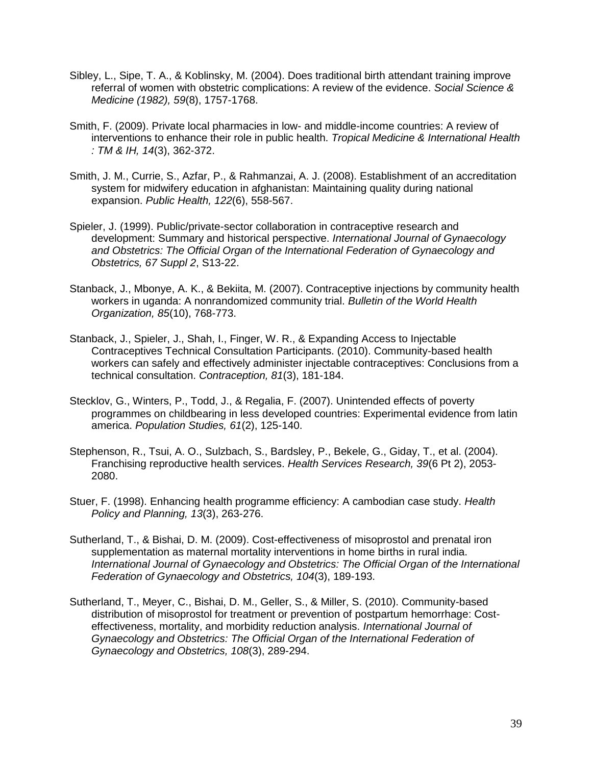Sibley, L., Sipe, T. A., & Koblinsky, M. (2004). Does traditional birth attendant training improve referral of women with obstetric complications: A review of the evidence. *Social Science & Medicine (1982), 59*(8), 1757-1768.

Smith, F. (2009). Private local pharmacies in low- and middle-income countries: A review of interventions to enhance their role in public health. *Tropical Medicine & International Health : TM & IH, 14*(3), 362-372.

Smith, J. M., Currie, S., Azfar, P., & Rahmanzai, A. J. (2008). Establishment of an accreditation system for midwifery education in afghanistan: Maintaining quality during national expansion. *Public Health, 122*(6), 558-567.

Spieler, J. (1999). Public/private-sector collaboration in contraceptive research and development: Summary and historical perspective. *International Journal of Gynaecology and Obstetrics: The Official Organ of the International Federation of Gynaecology and Obstetrics, 67 Suppl 2*, S13-22.

Stanback, J., Mbonye, A. K., & Bekiita, M. (2007). Contraceptive injections by community health workers in uganda: A nonrandomized community trial. *Bulletin of the World Health Organization, 85*(10), 768-773.

Stanback, J., Spieler, J., Shah, I., Finger, W. R., & Expanding Access to Injectable Contraceptives Technical Consultation Participants. (2010). Community-based health workers can safely and effectively administer injectable contraceptives: Conclusions from a technical consultation. *Contraception, 81*(3), 181-184.

Stecklov, G., Winters, P., Todd, J., & Regalia, F. (2007). Unintended effects of poverty programmes on childbearing in less developed countries: Experimental evidence from latin america. *Population Studies, 61*(2), 125-140.

Stephenson, R., Tsui, A. O., Sulzbach, S., Bardsley, P., Bekele, G., Giday, T., et al. (2004). Franchising reproductive health services. *Health Services Research, 39*(6 Pt 2), 2053-2080.

Stuer, F. (1998). Enhancing health programme efficiency: A cambodian case study. *Health Policy and Planning, 13*(3), 263-276.

Sutherland, T., & Bishai, D. M. (2009). Cost-effectiveness of misoprostol and prenatal iron supplementation as maternal mortality interventions in home births in rural india. *International Journal of Gynaecology and Obstetrics: The Official Organ of the International Federation of Gynaecology and Obstetrics, 104*(3), 189-193.

Sutherland, T., Meyer, C., Bishai, D. M., Geller, S., & Miller, S. (2010). Community-based distribution of misoprostol for treatment or prevention of postpartum hemorrhage: Cost-effectiveness, mortality, and morbidity reduction analysis. *International Journal of Gynaecology and Obstetrics: The Official Organ of the International Federation of Gynaecology and Obstetrics, 108*(3), 289-294.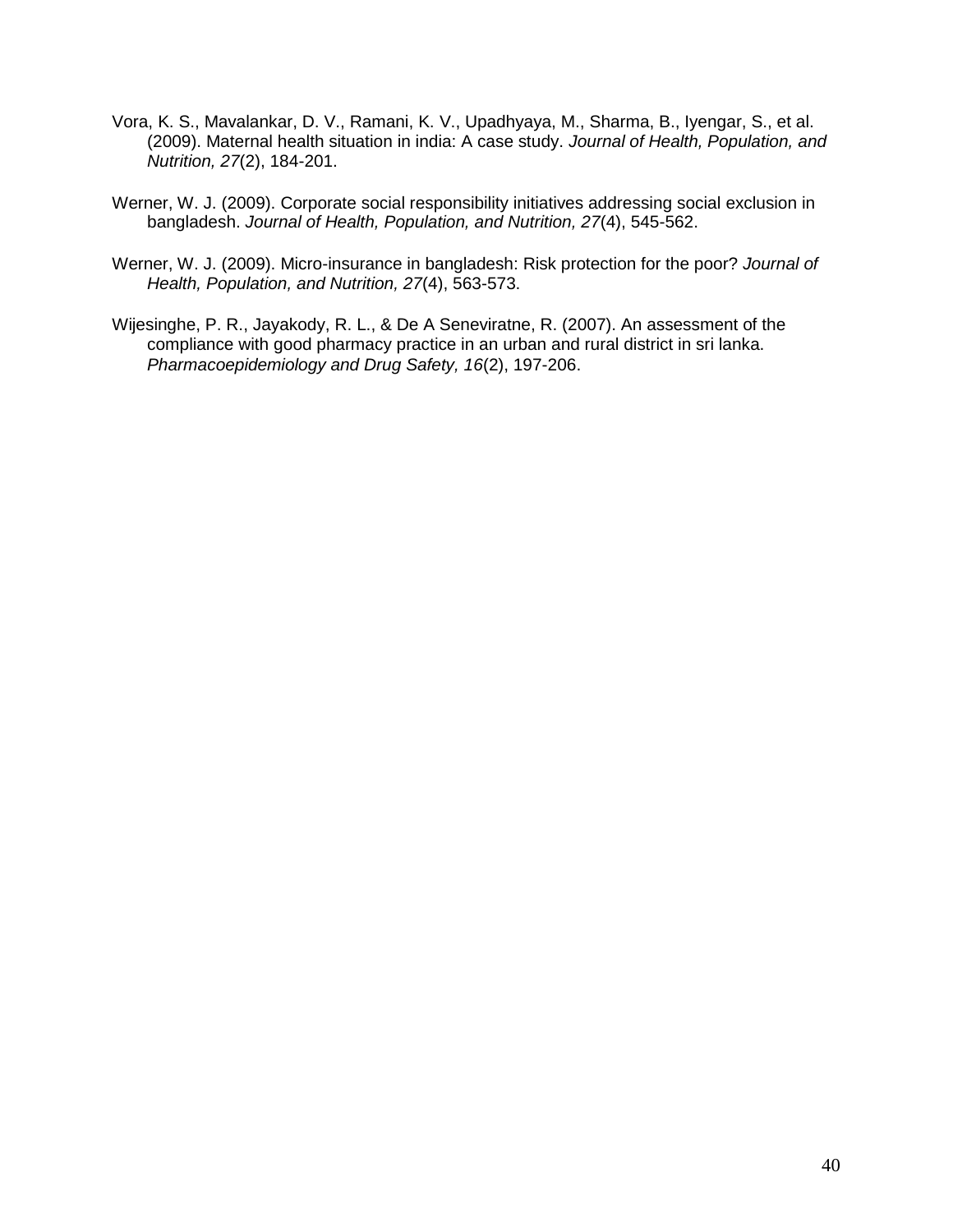Vora, K. S., Mavalankar, D. V., Ramani, K. V., Upadhyaya, M., Sharma, B., Iyengar, S., et al. (2009). Maternal health situation in india: A case study. *Journal of Health, Population, and Nutrition, 27*(2), 184-201.

Werner, W. J. (2009). Corporate social responsibility initiatives addressing social exclusion in bangladesh. *Journal of Health, Population, and Nutrition, 27*(4), 545-562.

Werner, W. J. (2009). Micro-insurance in bangladesh: Risk protection for the poor? *Journal of Health, Population, and Nutrition, 27*(4), 563-573.

Wijesinghe, P. R., Jayakody, R. L., & De A Seneviratne, R. (2007). An assessment of the compliance with good pharmacy practice in an urban and rural district in sri lanka. *Pharmacoepidemiology and Drug Safety, 16*(2), 197-206.